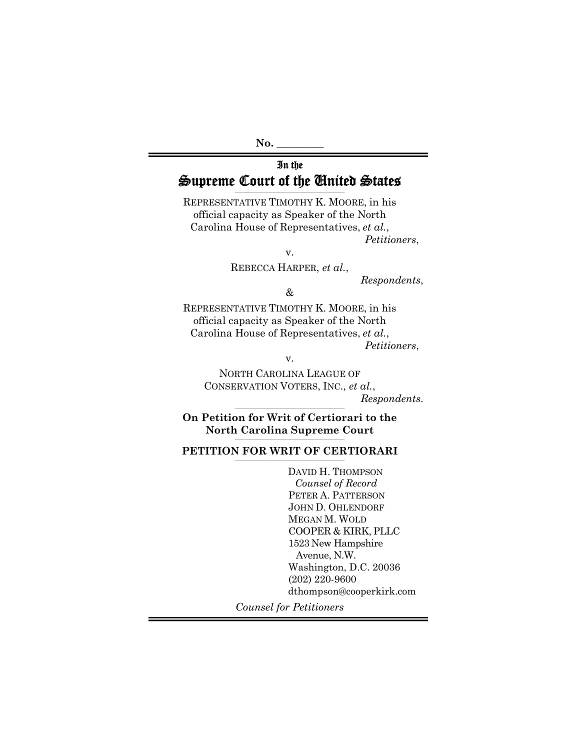No. \_\_\_\_\_\_\_\_

In the

# Supreme Court of the United States

REPRESENTATIVE TIMOTHY K. MOORE, in his official capacity as Speaker of the North Carolina House of Representatives, *et al.*,

*Petitioners*,

v.

REBECCA HARPER, *et al.*,

*Respondents*,

&

REPRESENTATIVE TIMOTHY K. MOORE, in his official capacity as Speaker of the North Carolina House of Representatives, *et al.*,

*Petitioners*,

v.

NORTH CAROLINA LEAGUE OF CONSERVATION VOTERS, INC., *et al.*,

*Respondents*.

**On Petition for Writ of Certiorari to the North Carolina Supreme Court**

**PETITION FOR WRIT OF CERTIORARI**

DAVID H. THOMPSON
*Counsel of Record*
PETER A. PATTERSON
JOHN D. OHLENDORF
MEGAN M. WOLD
COOPER & KIRK, PLLC
1523 New Hampshire Avenue, N.W.
Washington, D.C. 20036
(202) 220-9600
dthompson@cooperkirk.com

*Counsel for Petitioners*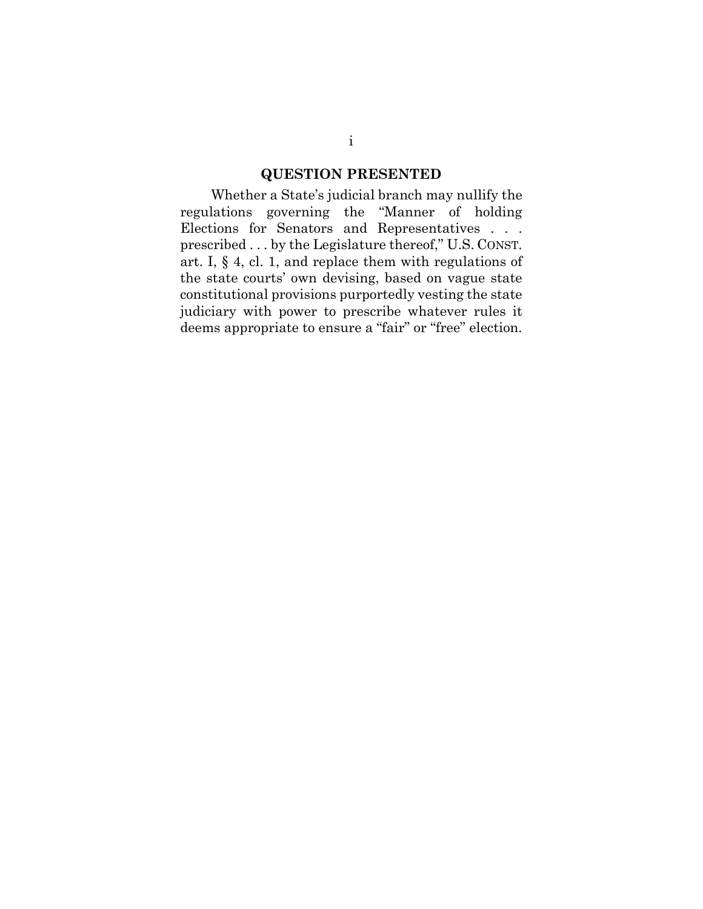## QUESTION PRESENTED

Whether a State's judicial branch may nullify the regulations governing the "Manner of holding Elections for Senators and Representatives . . . prescribed . . . by the Legislature thereof," U.S. CONST. art. I, § 4, cl. 1, and replace them with regulations of the state courts' own devising, based on vague state constitutional provisions purportedly vesting the state judiciary with power to prescribe whatever rules it deems appropriate to ensure a "fair" or "free" election.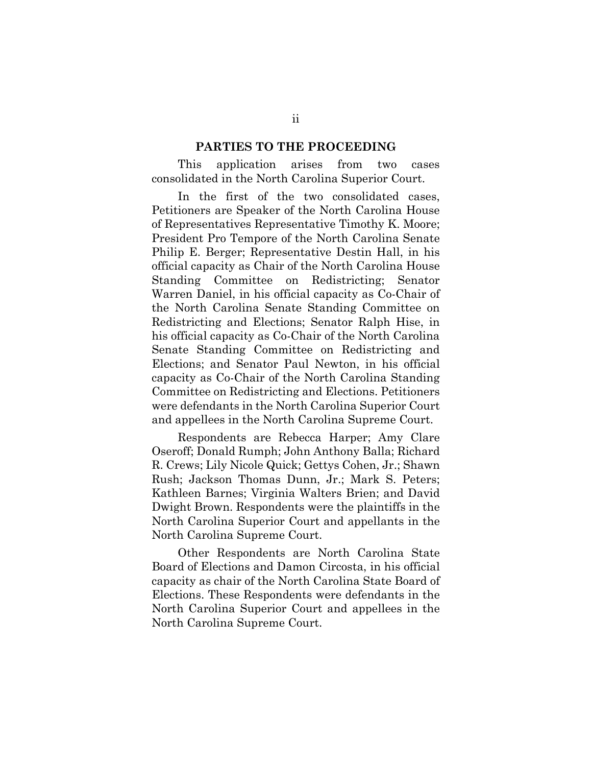## PARTIES TO THE PROCEEDING

This application arises from two cases consolidated in the North Carolina Superior Court.

In the first of the two consolidated cases, Petitioners are Speaker of the North Carolina House of Representatives Representative Timothy K. Moore; President Pro Tempore of the North Carolina Senate Philip E. Berger; Representative Destin Hall, in his official capacity as Chair of the North Carolina House Standing Committee on Redistricting; Senator Warren Daniel, in his official capacity as Co-Chair of the North Carolina Senate Standing Committee on Redistricting and Elections; Senator Ralph Hise, in his official capacity as Co-Chair of the North Carolina Senate Standing Committee on Redistricting and Elections; and Senator Paul Newton, in his official capacity as Co-Chair of the North Carolina Standing Committee on Redistricting and Elections. Petitioners were defendants in the North Carolina Superior Court and appellees in the North Carolina Supreme Court.

Respondents are Rebecca Harper; Amy Clare Oseroff; Donald Rumph; John Anthony Balla; Richard R. Crews; Lily Nicole Quick; Gettys Cohen, Jr.; Shawn Rush; Jackson Thomas Dunn, Jr.; Mark S. Peters; Kathleen Barnes; Virginia Walters Brien; and David Dwight Brown. Respondents were the plaintiffs in the North Carolina Superior Court and appellants in the North Carolina Supreme Court.

Other Respondents are North Carolina State Board of Elections and Damon Circosta, in his official capacity as chair of the North Carolina State Board of Elections. These Respondents were defendants in the North Carolina Superior Court and appellees in the North Carolina Supreme Court.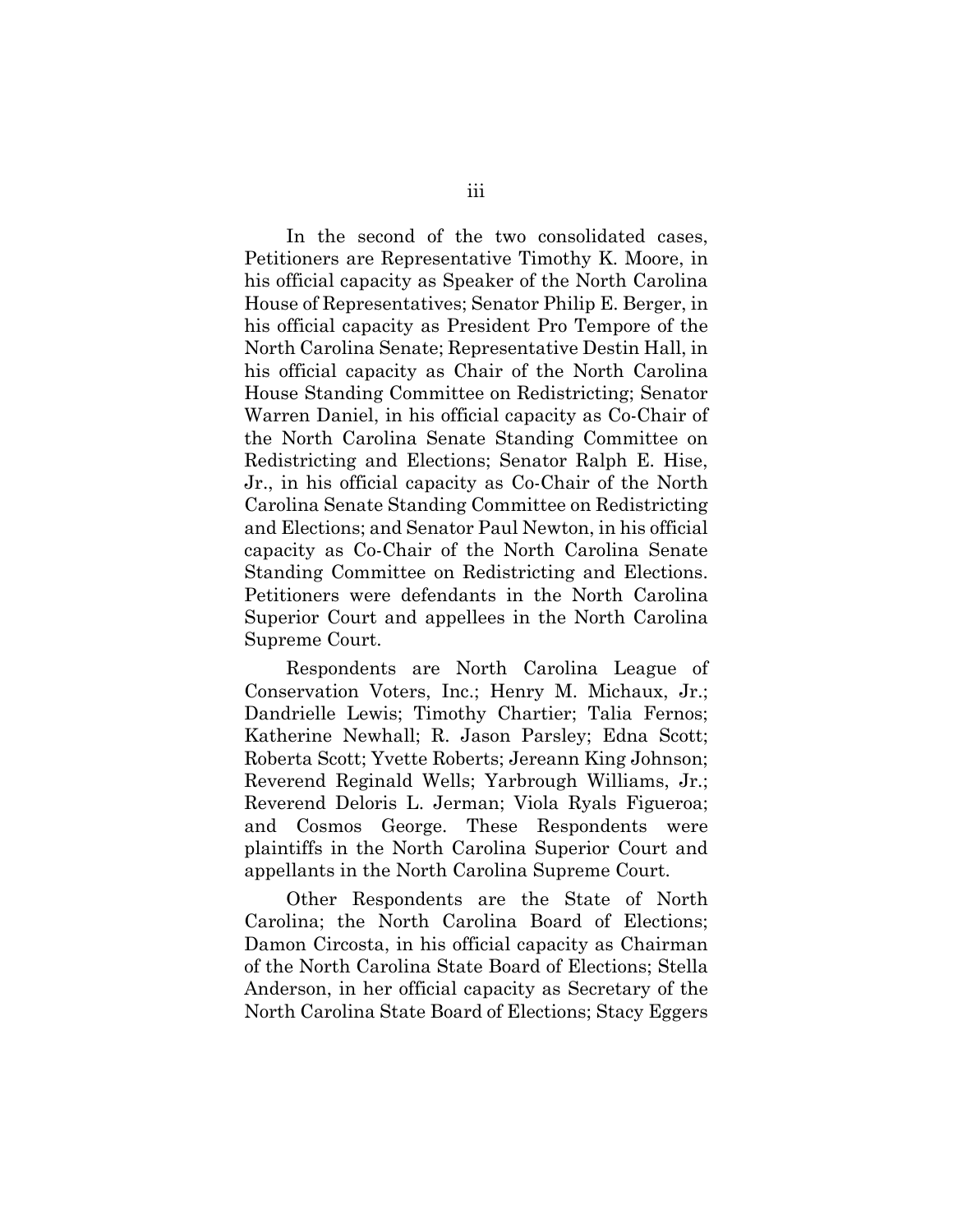In the second of the two consolidated cases, Petitioners are Representative Timothy K. Moore, in his official capacity as Speaker of the North Carolina House of Representatives; Senator Philip E. Berger, in his official capacity as President Pro Tempore of the North Carolina Senate; Representative Destin Hall, in his official capacity as Chair of the North Carolina House Standing Committee on Redistricting; Senator Warren Daniel, in his official capacity as Co-Chair of the North Carolina Senate Standing Committee on Redistricting and Elections; Senator Ralph E. Hise, Jr., in his official capacity as Co-Chair of the North Carolina Senate Standing Committee on Redistricting and Elections; and Senator Paul Newton, in his official capacity as Co-Chair of the North Carolina Senate Standing Committee on Redistricting and Elections. Petitioners were defendants in the North Carolina Superior Court and appellees in the North Carolina Supreme Court.

Respondents are North Carolina League of Conservation Voters, Inc.; Henry M. Michaux, Jr.; Dandrielle Lewis; Timothy Chartier; Talia Fernos; Katherine Newhall; R. Jason Parsley; Edna Scott; Roberta Scott; Yvette Roberts; Jereann King Johnson; Reverend Reginald Wells; Yarbrough Williams, Jr.; Reverend Deloris L. Jerman; Viola Ryals Figueroa; and Cosmos George. These Respondents were plaintiffs in the North Carolina Superior Court and appellants in the North Carolina Supreme Court.

Other Respondents are the State of North Carolina; the North Carolina Board of Elections; Damon Circosta, in his official capacity as Chairman of the North Carolina State Board of Elections; Stella Anderson, in her official capacity as Secretary of the North Carolina State Board of Elections; Stacy Eggers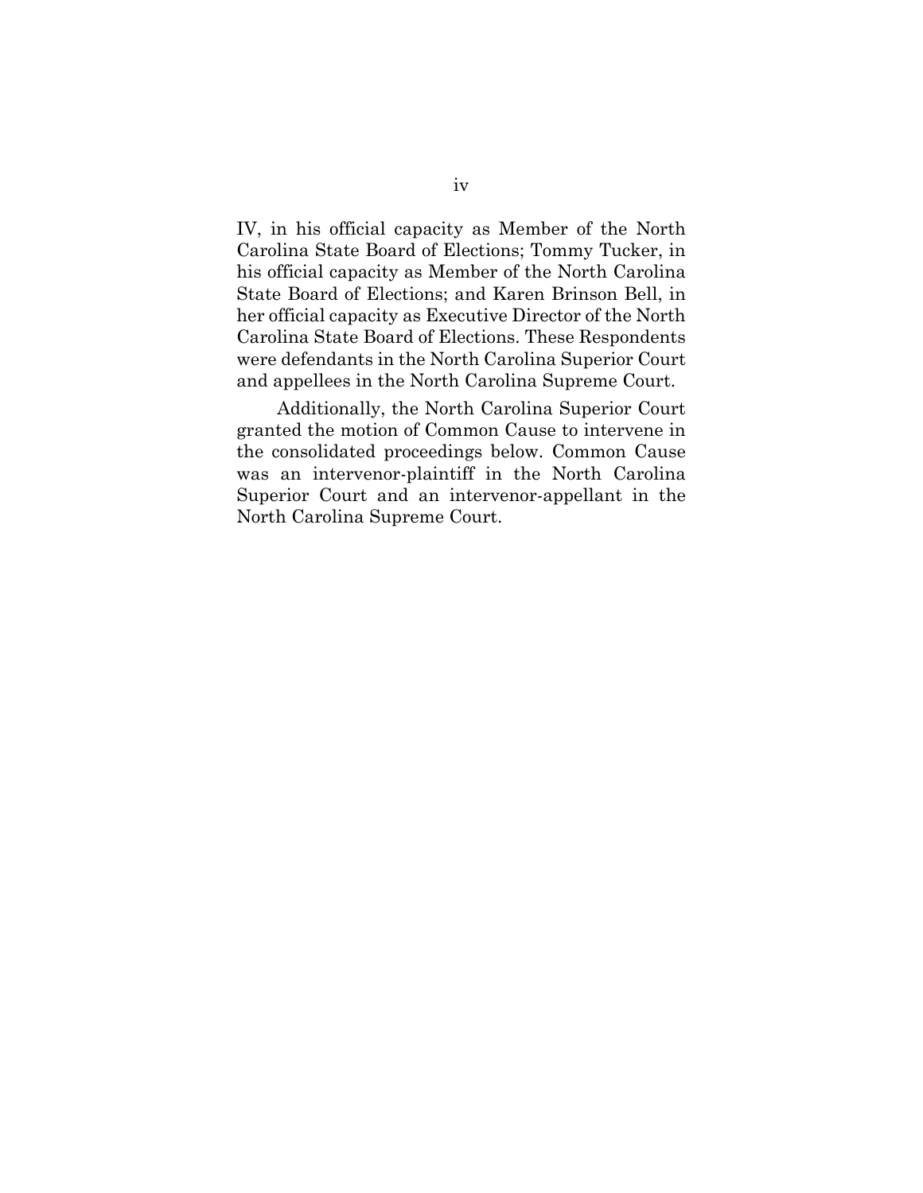IV, in his official capacity as Member of the North Carolina State Board of Elections; Tommy Tucker, in his official capacity as Member of the North Carolina State Board of Elections; and Karen Brinson Bell, in her official capacity as Executive Director of the North Carolina State Board of Elections. These Respondents were defendants in the North Carolina Superior Court and appellees in the North Carolina Supreme Court.

Additionally, the North Carolina Superior Court granted the motion of Common Cause to intervene in the consolidated proceedings below. Common Cause was an intervenor-plaintiff in the North Carolina Superior Court and an intervenor-appellant in the North Carolina Supreme Court.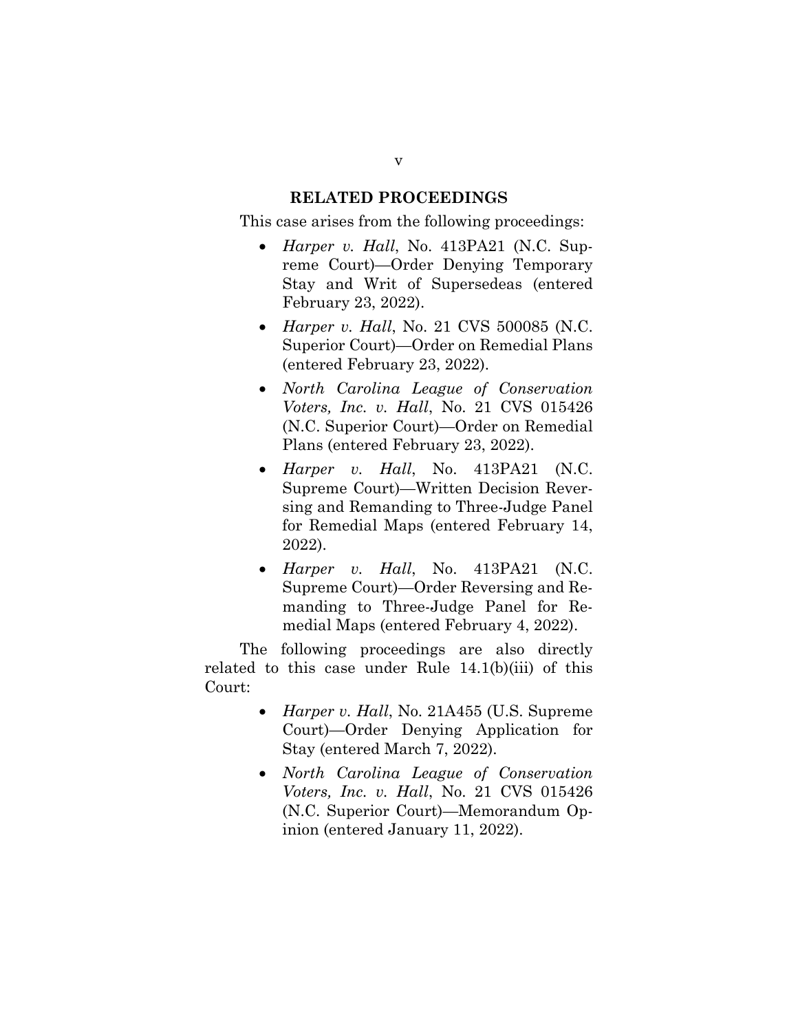## RELATED PROCEEDINGS

This case arises from the following proceedings:

- *Harper v. Hall*, No. 413PA21 (N.C. Supreme Court)—Order Denying Temporary Stay and Writ of Supersedeas (entered February 23, 2022).
- *Harper v. Hall*, No. 21 CVS 500085 (N.C. Superior Court)—Order on Remedial Plans (entered February 23, 2022).
- *North Carolina League of Conservation Voters, Inc. v. Hall*, No. 21 CVS 015426 (N.C. Superior Court)—Order on Remedial Plans (entered February 23, 2022).
- *Harper v. Hall*, No. 413PA21 (N.C. Supreme Court)—Written Decision Reversing and Remanding to Three-Judge Panel for Remedial Maps (entered February 14, 2022).
- *Harper v. Hall*, No. 413PA21 (N.C. Supreme Court)—Order Reversing and Remanding to Three-Judge Panel for Remedial Maps (entered February 4, 2022).

The following proceedings are also directly related to this case under Rule 14.1(b)(iii) of this Court:

- *Harper v. Hall*, No. 21A455 (U.S. Supreme Court)—Order Denying Application for Stay (entered March 7, 2022).
- *North Carolina League of Conservation Voters, Inc. v. Hall*, No. 21 CVS 015426 (N.C. Superior Court)—Memorandum Opinion (entered January 11, 2022).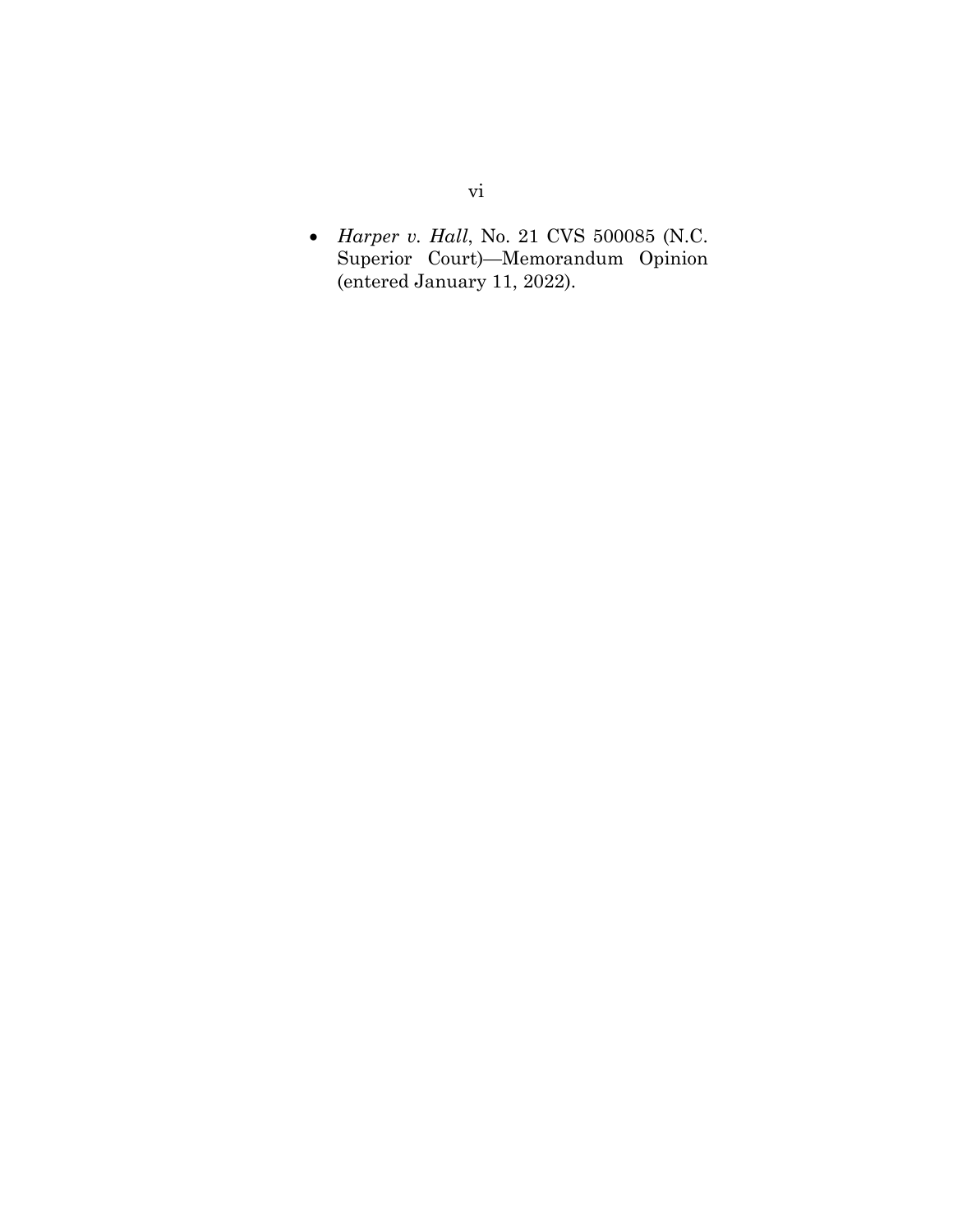- *Harper v. Hall*, No. 21 CVS 500085 (N.C. Superior Court)—Memorandum Opinion (entered January 11, 2022).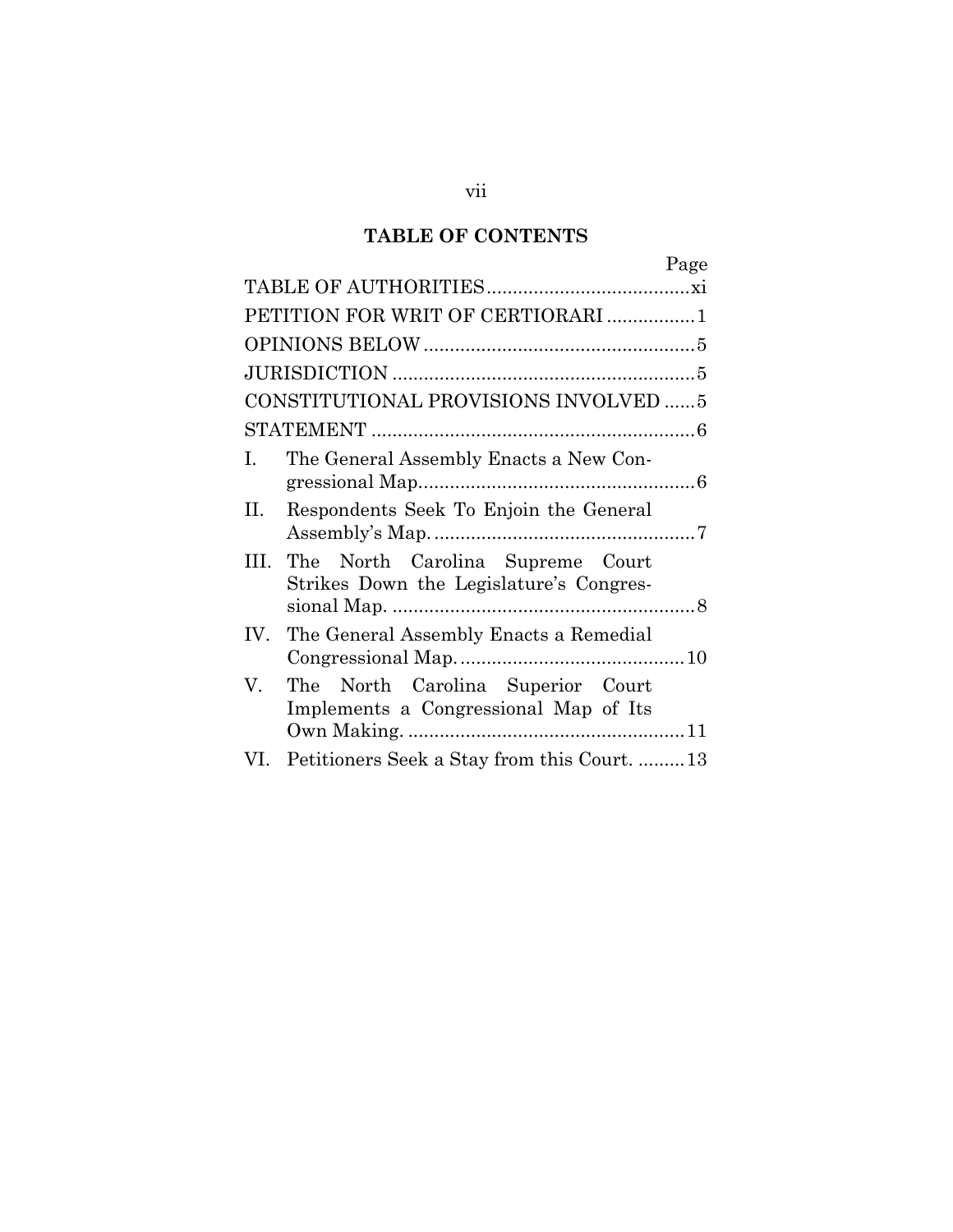# TABLE OF CONTENTS

| | Page |
|---|---|
| TABLE OF AUTHORITIES | xi |
| PETITION FOR WRIT OF CERTIORARI | 1 |
| OPINIONS BELOW | 5 |
| JURISDICTION | 5 |
| CONSTITUTIONAL PROVISIONS INVOLVED | 5 |
| STATEMENT | 6 |
| I. The General Assembly Enacts a New Congressional Map. | 6 |
| II. Respondents Seek To Enjoin the General Assembly's Map. | 7 |
| III. The North Carolina Supreme Court Strikes Down the Legislature's Congressional Map. | 8 |
| IV. The General Assembly Enacts a Remedial Congressional Map. | 10 |
| V. The North Carolina Superior Court Implements a Congressional Map of Its Own Making. | 11 |
| VI. Petitioners Seek a Stay from this Court. | 13 |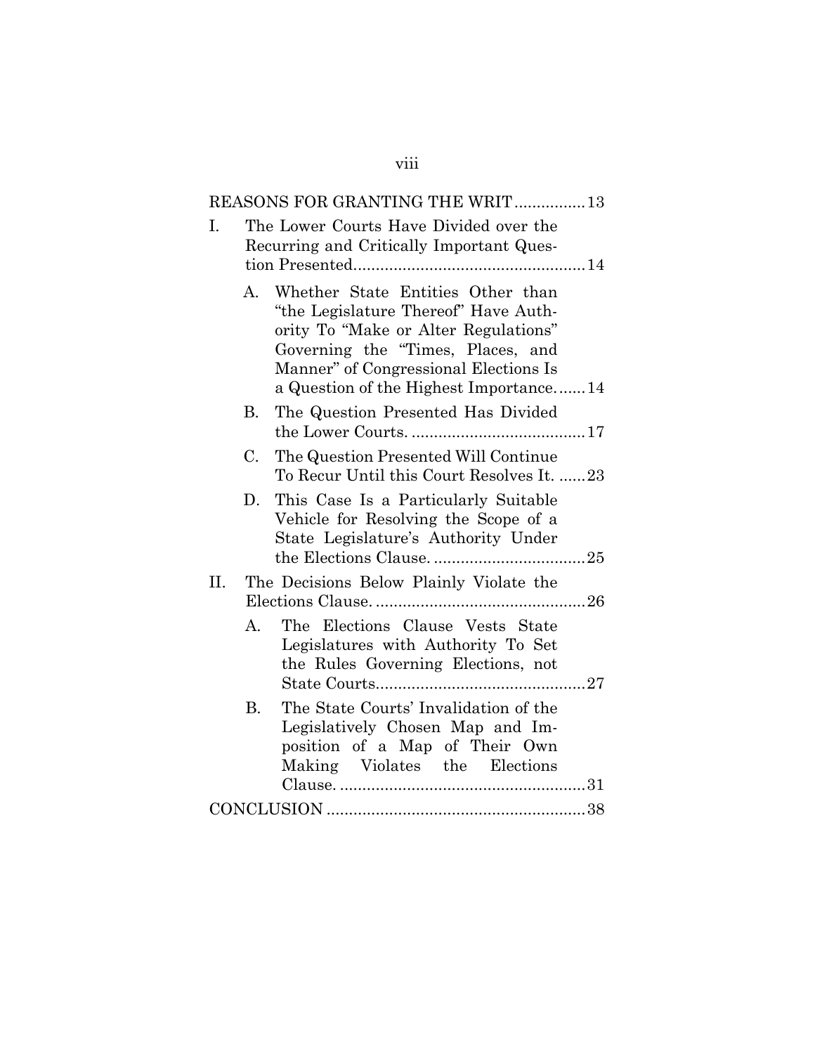REASONS FOR GRANTING THE WRIT ................ 13

I. The Lower Courts Have Divided over the Recurring and Critically Important Question Presented .................................................... 14

   A. Whether State Entities Other than "the Legislature Thereof" Have Authority To "Make or Alter Regulations" Governing the "Times, Places, and Manner" of Congressional Elections Is a Question of the Highest Importance ....... 14

   B. The Question Presented Has Divided the Lower Courts. ....................................... 17

   C. The Question Presented Will Continue To Recur Until this Court Resolves It. ...... 23

   D. This Case Is a Particularly Suitable Vehicle for Resolving the Scope of a State Legislature's Authority Under the Elections Clause. .................................. 25

II. The Decisions Below Plainly Violate the Elections Clause. ............................................... 26

   A. The Elections Clause Vests State Legislatures with Authority To Set the Rules Governing Elections, not State Courts ............................................... 27

   B. The State Courts' Invalidation of the Legislatively Chosen Map and Imposition of a Map of Their Own Making Violates the Elections Clause. ....................................................... 31

CONCLUSION .......................................................... 38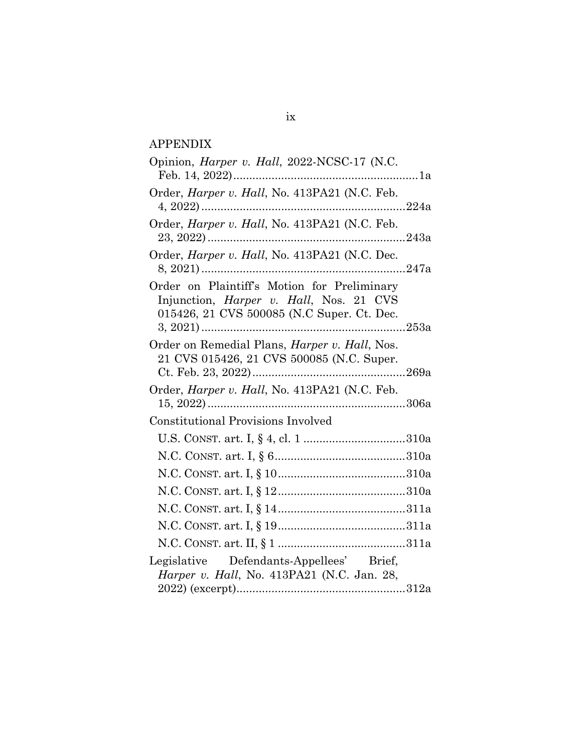## APPENDIX

Opinion, *Harper v. Hall*, 2022-NCSC-17 (N.C. Feb. 14, 2022) ........................................................ 1a

Order, *Harper v. Hall*, No. 413PA21 (N.C. Feb. 4, 2022) ............................................................... 224a

Order, *Harper v. Hall*, No. 413PA21 (N.C. Feb. 23, 2022) ............................................................. 243a

Order, *Harper v. Hall*, No. 413PA21 (N.C. Dec. 8, 2021) ............................................................... 247a

Order on Plaintiff's Motion for Preliminary Injunction, *Harper v. Hall*, Nos. 21 CVS 015426, 21 CVS 500085 (N.C Super. Ct. Dec. 3, 2021) ............................................................... 253a

Order on Remedial Plans, *Harper v. Hall*, Nos. 21 CVS 015426, 21 CVS 500085 (N.C. Super. Ct. Feb. 23, 2022) ............................................... 269a

Order, *Harper v. Hall*, No. 413PA21 (N.C. Feb. 15, 2022) ............................................................. 306a

Constitutional Provisions Involved

- U.S. CONST. art. I, § 4, cl. 1 ............................... 310a
- N.C. CONST. art. I, § 6 ........................................ 310a
- N.C. CONST. art. I, § 10 ...................................... 310a
- N.C. CONST. art. I, § 12 ...................................... 310a
- N.C. CONST. art. I, § 14 ...................................... 311a
- N.C. CONST. art. I, § 19 ...................................... 311a
- N.C. CONST. art. II, § 1 ...................................... 311a

Legislative Defendants-Appellees' Brief, *Harper v. Hall*, No. 413PA21 (N.C. Jan. 28, 2022) (excerpt) .................................................... 312a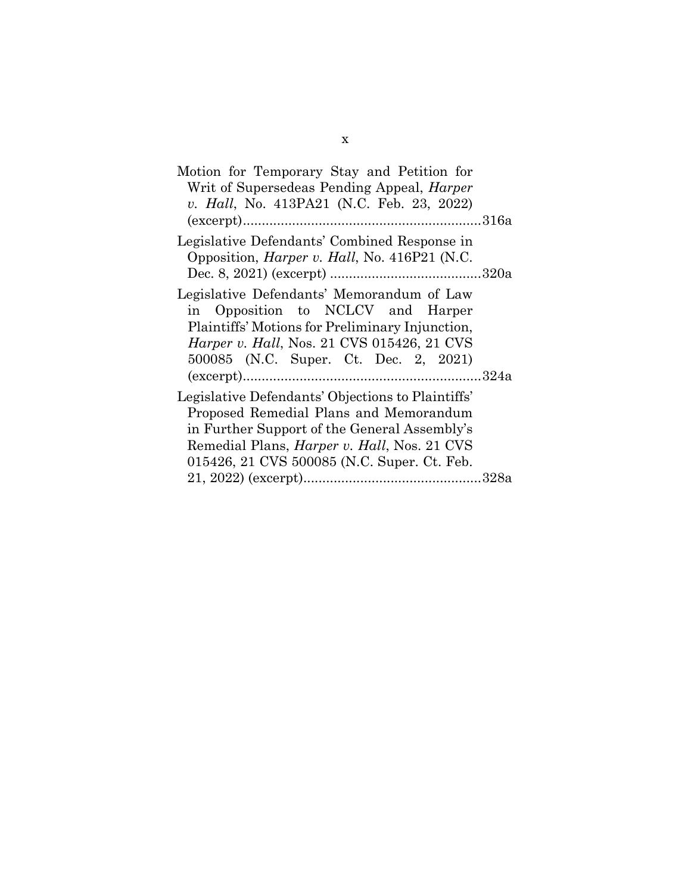Motion for Temporary Stay and Petition for Writ of Supersedeas Pending Appeal, *Harper v. Hall*, No. 413PA21 (N.C. Feb. 23, 2022) (excerpt)..............................................................316a

Legislative Defendants' Combined Response in Opposition, *Harper v. Hall*, No. 416P21 (N.C. Dec. 8, 2021) (excerpt) ........................................320a

Legislative Defendants' Memorandum of Law in Opposition to NCLCV and Harper Plaintiffs' Motions for Preliminary Injunction, *Harper v. Hall*, Nos. 21 CVS 015426, 21 CVS 500085 (N.C. Super. Ct. Dec. 2, 2021) (excerpt)..............................................................324a

Legislative Defendants' Objections to Plaintiffs' Proposed Remedial Plans and Memorandum in Further Support of the General Assembly's Remedial Plans, *Harper v. Hall*, Nos. 21 CVS 015426, 21 CVS 500085 (N.C. Super. Ct. Feb. 21, 2022) (excerpt)...............................................328a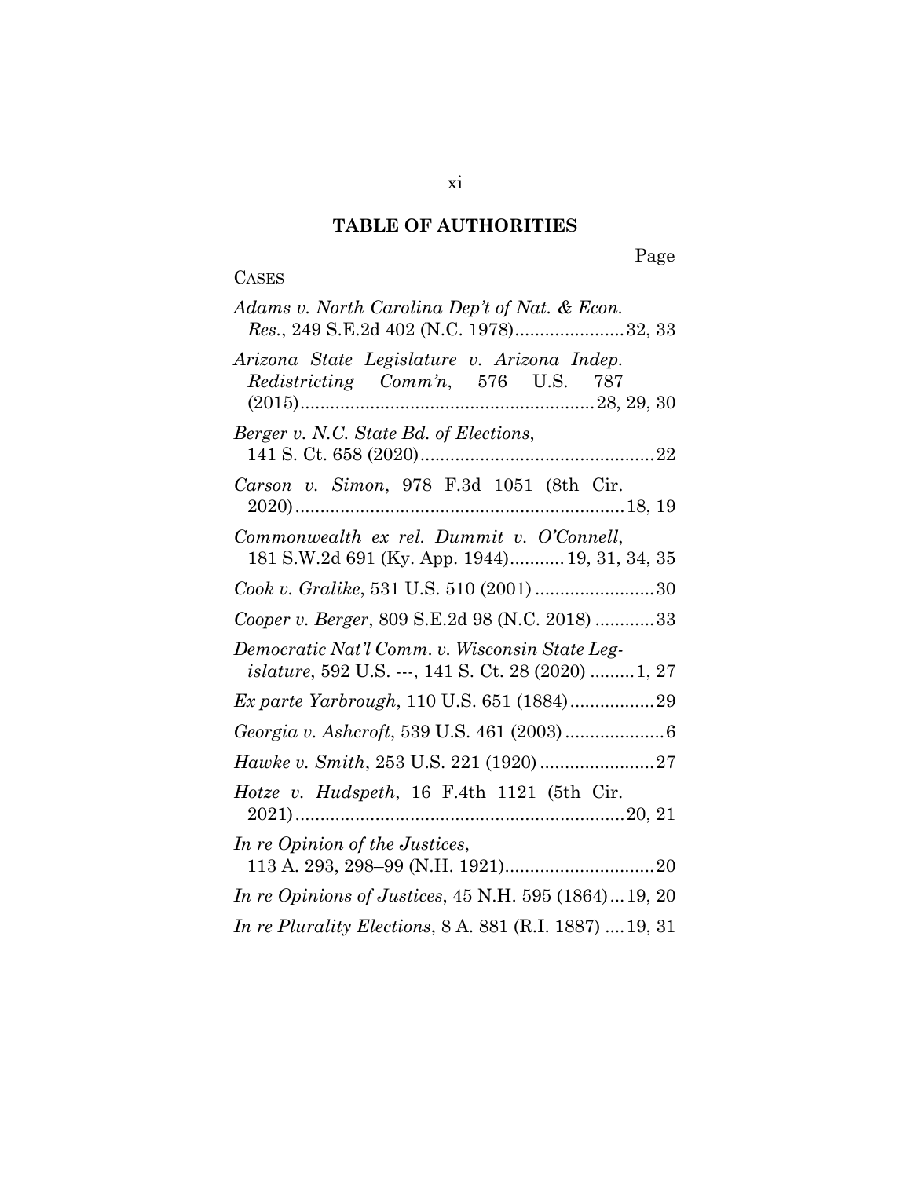## TABLE OF AUTHORITIES

Page

CASES

*Adams v. North Carolina Dep't of Nat. & Econ. Res.*, 249 S.E.2d 402 (N.C. 1978)......................32, 33

*Arizona State Legislature v. Arizona Indep. Redistricting Comm'n*, 576 U.S. 787 (2015)..........................................................28, 29, 30

*Berger v. N.C. State Bd. of Elections*, 141 S. Ct. 658 (2020)...............................................22

*Carson v. Simon*, 978 F.3d 1051 (8th Cir. 2020)..................................................................18, 19

*Commonwealth ex rel. Dummit v. O'Connell*, 181 S.W.2d 691 (Ky. App. 1944)...........19, 31, 34, 35

*Cook v. Gralike*, 531 U.S. 510 (2001)........................30

*Cooper v. Berger*, 809 S.E.2d 98 (N.C. 2018)............33

*Democratic Nat'l Comm. v. Wisconsin State Legislature*, 592 U.S. ---, 141 S. Ct. 28 (2020).........1, 27

*Ex parte Yarbrough*, 110 U.S. 651 (1884).................29

*Georgia v. Ashcroft*, 539 U.S. 461 (2003)....................6

*Hawke v. Smith*, 253 U.S. 221 (1920).......................27

*Hotze v. Hudspeth*, 16 F.4th 1121 (5th Cir. 2021)..................................................................20, 21

*In re Opinion of the Justices*, 113 A. 293, 298–99 (N.H. 1921)..............................20

*In re Opinions of Justices*, 45 N.H. 595 (1864)...19, 20

*In re Plurality Elections*, 8 A. 881 (R.I. 1887)....19, 31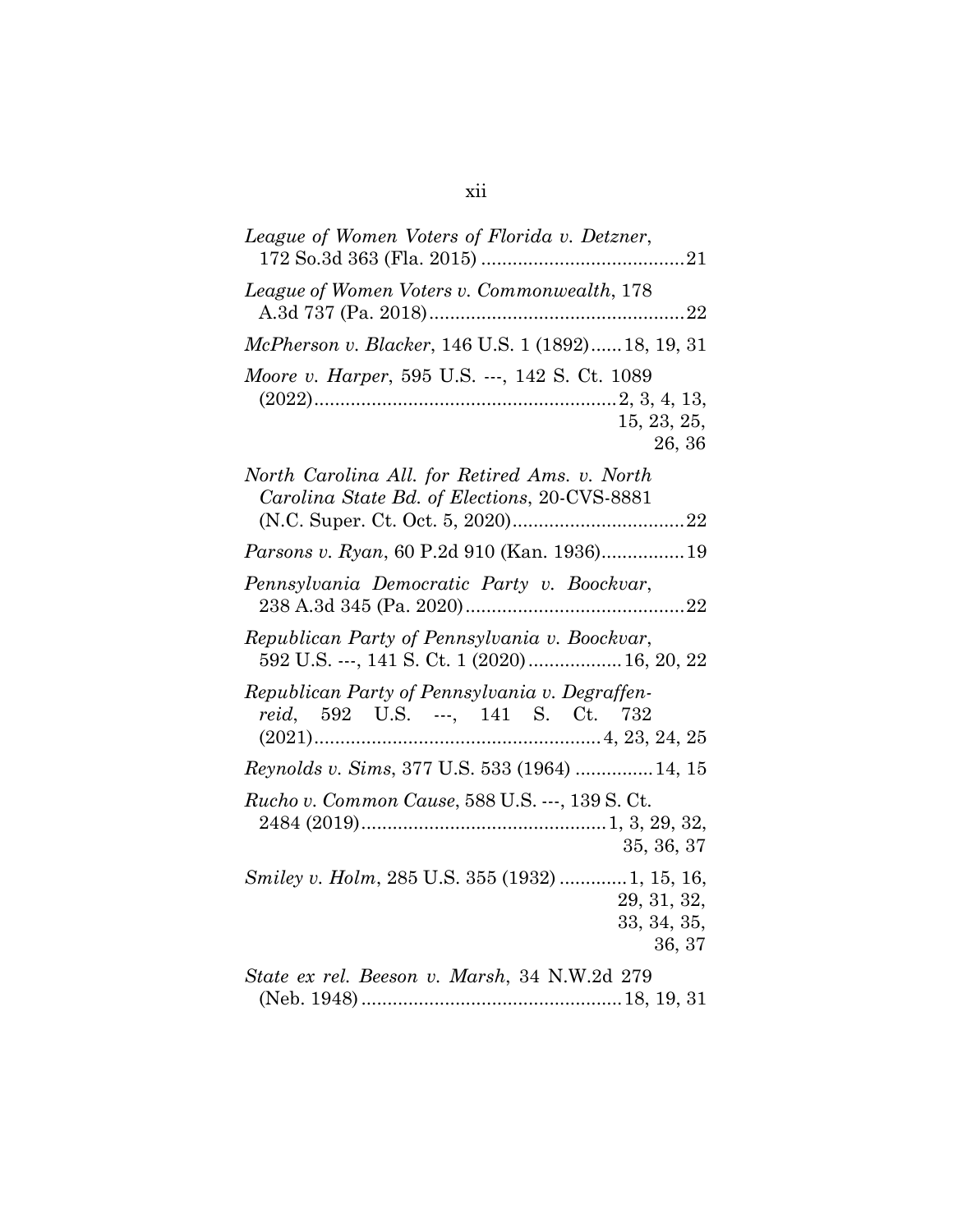*League of Women Voters of Florida v. Detzner*, 172 So.3d 363 (Fla. 2015) ....................................... 21

*League of Women Voters v. Commonwealth*, 178 A.3d 737 (Pa. 2018) ................................................. 22

*McPherson v. Blacker*, 146 U.S. 1 (1892) ...... 18, 19, 31

*Moore v. Harper*, 595 U.S. ---, 142 S. Ct. 1089 (2022) .......................................................... 2, 3, 4, 13, 15, 23, 25, 26, 36

*North Carolina All. for Retired Ams. v. North Carolina State Bd. of Elections*, 20-CVS-8881 (N.C. Super. Ct. Oct. 5, 2020) ................................. 22

*Parsons v. Ryan*, 60 P.2d 910 (Kan. 1936) ................ 19

*Pennsylvania Democratic Party v. Boockvar*, 238 A.3d 345 (Pa. 2020) .......................................... 22

*Republican Party of Pennsylvania v. Boockvar*, 592 U.S. ---, 141 S. Ct. 1 (2020) .................. 16, 20, 22

*Republican Party of Pennsylvania v. Degraffenreid*, 592 U.S. ---, 141 S. Ct. 732 (2021) ....................................................... 4, 23, 24, 25

*Reynolds v. Sims*, 377 U.S. 533 (1964) ............... 14, 15

*Rucho v. Common Cause*, 588 U.S. ---, 139 S. Ct. 2484 (2019) ............................................... 1, 3, 29, 32, 35, 36, 37

*Smiley v. Holm*, 285 U.S. 355 (1932) ............. 1, 15, 16, 29, 31, 32, 33, 34, 35, 36, 37

*State ex rel. Beeson v. Marsh*, 34 N.W.2d 279 (Neb. 1948) .................................................. 18, 19, 31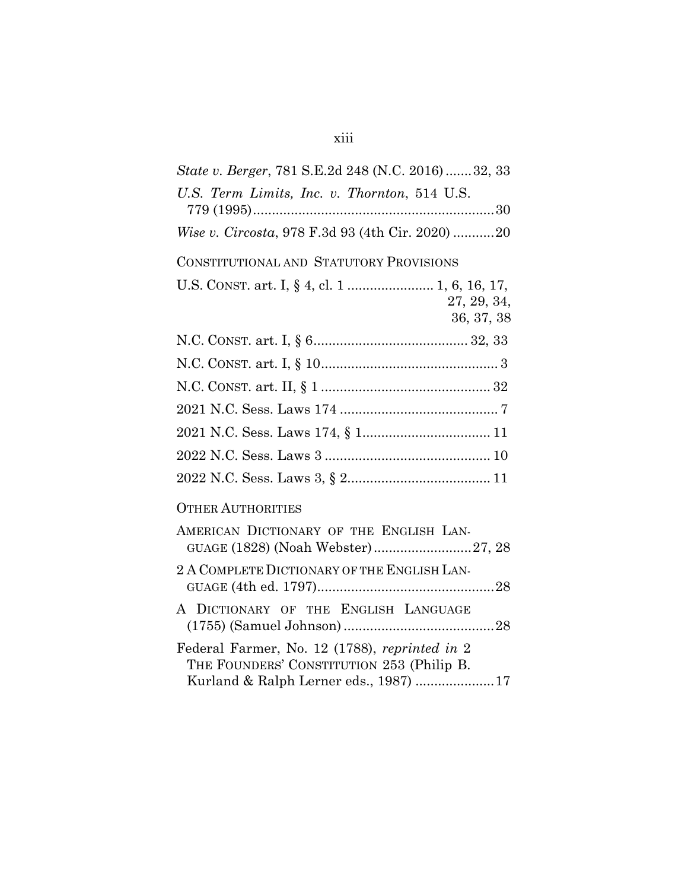*State v. Berger*, 781 S.E.2d 248 (N.C. 2016) ....... 32, 33

*U.S. Term Limits, Inc. v. Thornton*, 514 U.S. 779 (1995) ............................................................... 30

*Wise v. Circosta*, 978 F.3d 93 (4th Cir. 2020) ........... 20

CONSTITUTIONAL AND STATUTORY PROVISIONS

U.S. CONST. art. I, § 4, cl. 1 ....................... 1, 6, 16, 17, 27, 29, 34, 36, 37, 38

N.C. CONST. art. I, § 6 ......................................... 32, 33

N.C. CONST. art. I, § 10 ............................................... 3

N.C. CONST. art. II, § 1 ............................................. 32

2021 N.C. Sess. Laws 174 .......................................... 7

2021 N.C. Sess. Laws 174, § 1 ................................. 11

2022 N.C. Sess. Laws 3 ............................................ 10

2022 N.C. Sess. Laws 3, § 2 ...................................... 11

OTHER AUTHORITIES

AMERICAN DICTIONARY OF THE ENGLISH LANGUAGE (1828) (Noah Webster) .......................... 27, 28

2 A COMPLETE DICTIONARY OF THE ENGLISH LANGUAGE (4th ed. 1797) ............................................... 28

A DICTIONARY OF THE ENGLISH LANGUAGE (1755) (Samuel Johnson) ........................................ 28

Federal Farmer, No. 12 (1788), *reprinted in* 2 THE FOUNDERS' CONSTITUTION 253 (Philip B. Kurland & Ralph Lerner eds., 1987) ..................... 17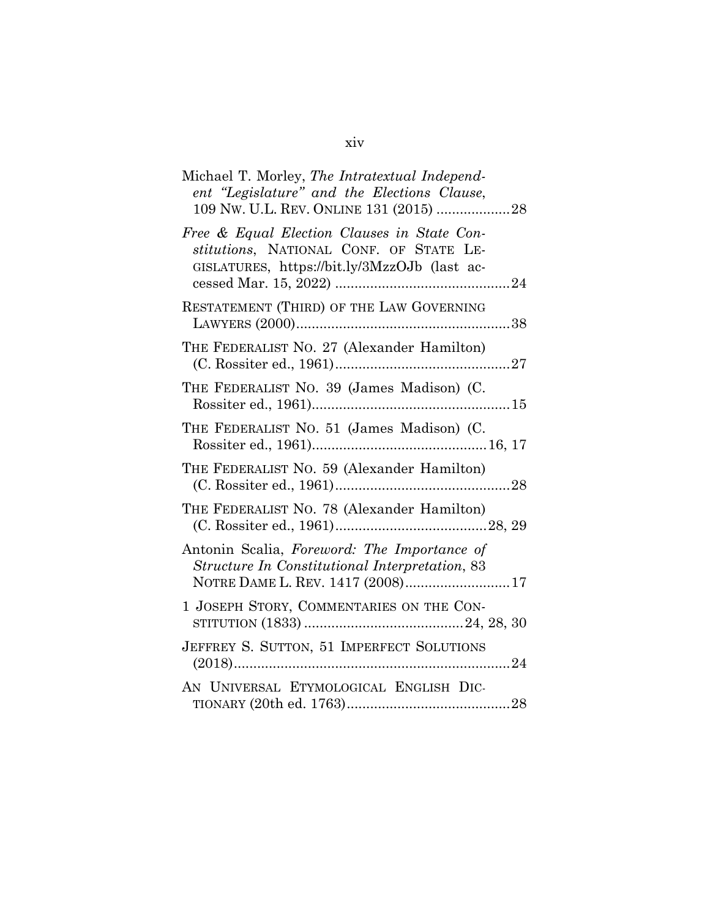Michael T. Morley, *The Intratextual Independent "Legislature" and the Elections Clause*, 109 NW. U.L. REV. ONLINE 131 (2015) ...................28

*Free & Equal Election Clauses in State Constitutions*, NATIONAL CONF. OF STATE LEGISLATURES, https://bit.ly/3MzzOJb (last accessed Mar. 15, 2022) ............................................24

RESTATEMENT (THIRD) OF THE LAW GOVERNING LAWYERS (2000).......................................................38

THE FEDERALIST NO. 27 (Alexander Hamilton) (C. Rossiter ed., 1961).............................................27

THE FEDERALIST NO. 39 (James Madison) (C. Rossiter ed., 1961)...................................................15

THE FEDERALIST NO. 51 (James Madison) (C. Rossiter ed., 1961).............................................16, 17

THE FEDERALIST NO. 59 (Alexander Hamilton) (C. Rossiter ed., 1961).............................................28

THE FEDERALIST NO. 78 (Alexander Hamilton) (C. Rossiter ed., 1961).......................................28, 29

Antonin Scalia, *Foreword: The Importance of Structure In Constitutional Interpretation*, 83 NOTRE DAME L. REV. 1417 (2008)...........................17

1 JOSEPH STORY, COMMENTARIES ON THE CONSTITUTION (1833) .........................................24, 28, 30

JEFFREY S. SUTTON, 51 IMPERFECT SOLUTIONS (2018).......................................................................24

AN UNIVERSAL ETYMOLOGICAL ENGLISH DICTIONARY (20th ed. 1763)..........................................28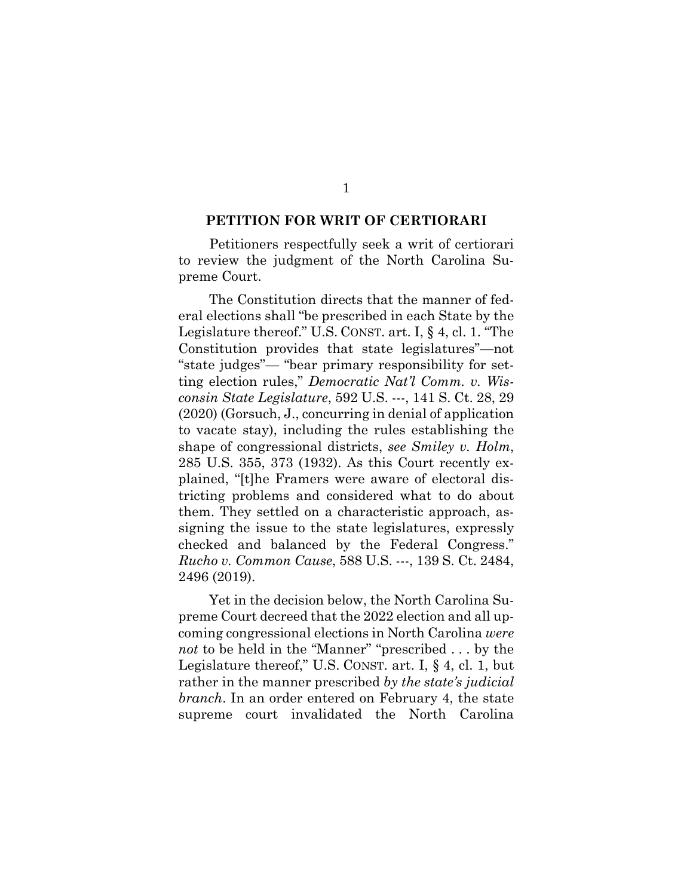## PETITION FOR WRIT OF CERTIORARI

Petitioners respectfully seek a writ of certiorari to review the judgment of the North Carolina Supreme Court.

The Constitution directs that the manner of federal elections shall "be prescribed in each State by the Legislature thereof." U.S. CONST. art. I, § 4, cl. 1. "The Constitution provides that state legislatures"—not "state judges"— "bear primary responsibility for setting election rules," *Democratic Nat'l Comm. v. Wisconsin State Legislature*, 592 U.S. ---, 141 S. Ct. 28, 29 (2020) (Gorsuch, J., concurring in denial of application to vacate stay), including the rules establishing the shape of congressional districts, *see Smiley v. Holm*, 285 U.S. 355, 373 (1932). As this Court recently explained, "[t]he Framers were aware of electoral districting problems and considered what to do about them. They settled on a characteristic approach, assigning the issue to the state legislatures, expressly checked and balanced by the Federal Congress." *Rucho v. Common Cause*, 588 U.S. ---, 139 S. Ct. 2484, 2496 (2019).

Yet in the decision below, the North Carolina Supreme Court decreed that the 2022 election and all upcoming congressional elections in North Carolina *were not* to be held in the "Manner" "prescribed . . . by the Legislature thereof," U.S. CONST. art. I, § 4, cl. 1, but rather in the manner prescribed *by the state's judicial branch*. In an order entered on February 4, the state supreme court invalidated the North Carolina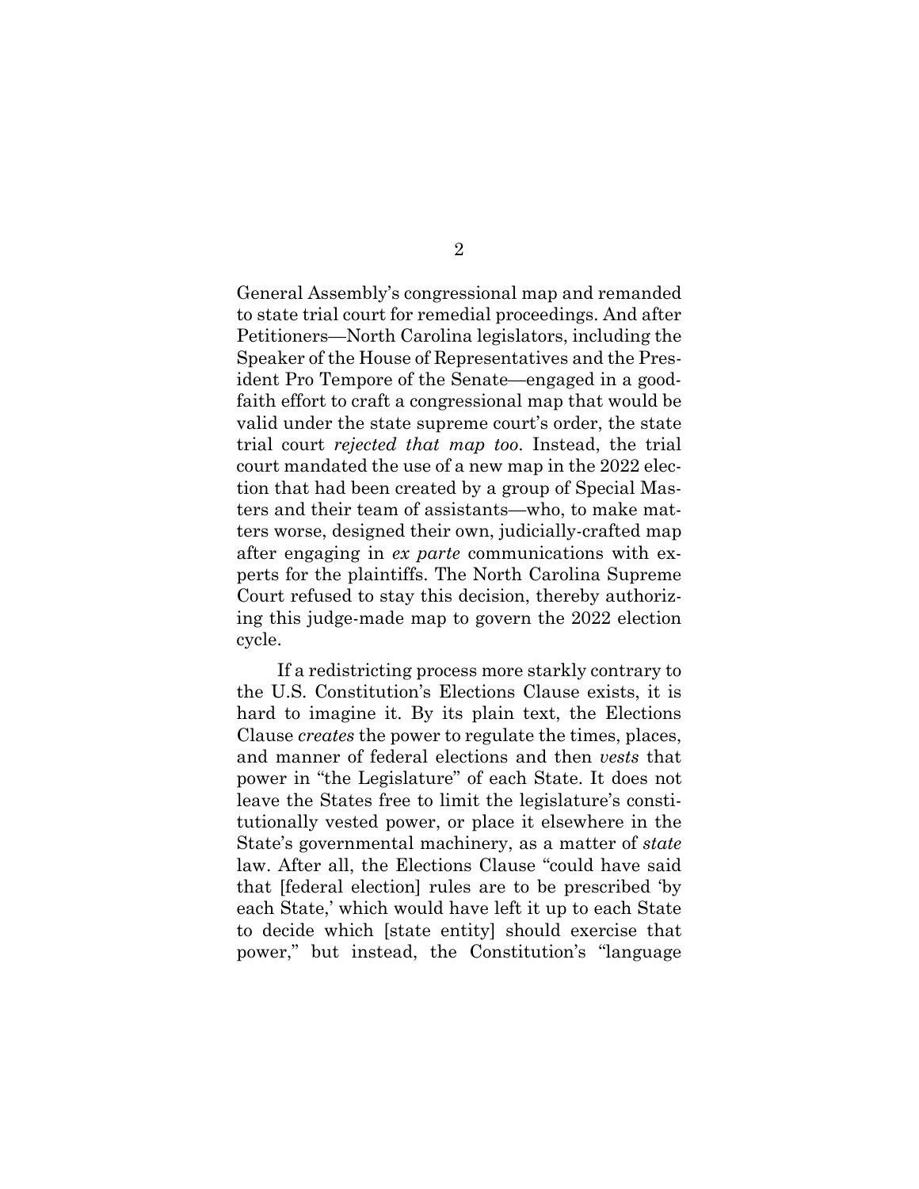General Assembly's congressional map and remanded to state trial court for remedial proceedings. And after Petitioners—North Carolina legislators, including the Speaker of the House of Representatives and the President Pro Tempore of the Senate—engaged in a good-faith effort to craft a congressional map that would be valid under the state supreme court's order, the state trial court *rejected that map too*. Instead, the trial court mandated the use of a new map in the 2022 election that had been created by a group of Special Masters and their team of assistants—who, to make matters worse, designed their own, judicially-crafted map after engaging in *ex parte* communications with experts for the plaintiffs. The North Carolina Supreme Court refused to stay this decision, thereby authorizing this judge-made map to govern the 2022 election cycle.

If a redistricting process more starkly contrary to the U.S. Constitution's Elections Clause exists, it is hard to imagine it. By its plain text, the Elections Clause *creates* the power to regulate the times, places, and manner of federal elections and then *vests* that power in "the Legislature" of each State. It does not leave the States free to limit the legislature's constitutionally vested power, or place it elsewhere in the State's governmental machinery, as a matter of *state* law. After all, the Elections Clause "could have said that [federal election] rules are to be prescribed 'by each State,' which would have left it up to each State to decide which [state entity] should exercise that power," but instead, the Constitution's "language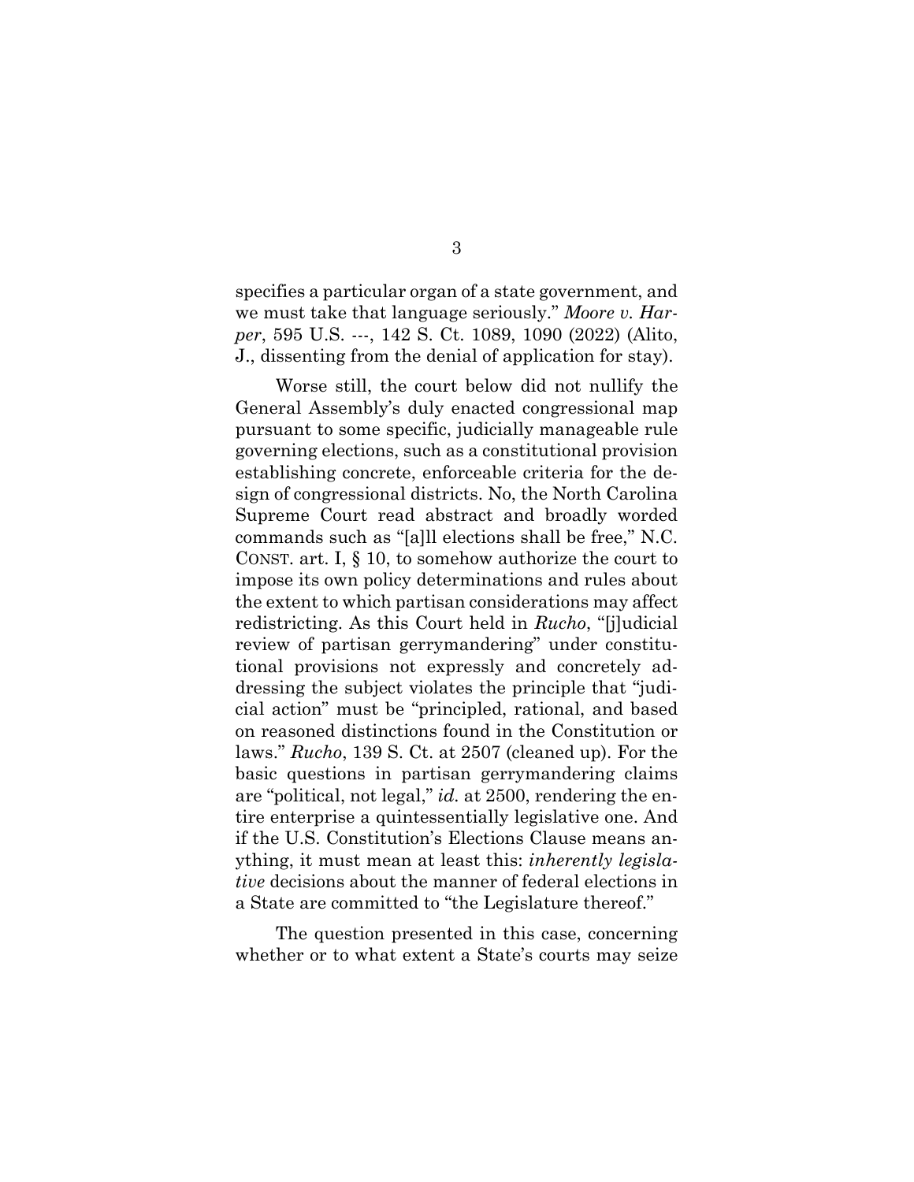specifies a particular organ of a state government, and we must take that language seriously." *Moore v. Harper*, 595 U.S. ---, 142 S. Ct. 1089, 1090 (2022) (Alito, J., dissenting from the denial of application for stay).

Worse still, the court below did not nullify the General Assembly's duly enacted congressional map pursuant to some specific, judicially manageable rule governing elections, such as a constitutional provision establishing concrete, enforceable criteria for the design of congressional districts. No, the North Carolina Supreme Court read abstract and broadly worded commands such as "[a]ll elections shall be free," N.C. CONST. art. I, § 10, to somehow authorize the court to impose its own policy determinations and rules about the extent to which partisan considerations may affect redistricting. As this Court held in *Rucho*, "[j]udicial review of partisan gerrymandering" under constitutional provisions not expressly and concretely addressing the subject violates the principle that "judicial action" must be "principled, rational, and based on reasoned distinctions found in the Constitution or laws." *Rucho*, 139 S. Ct. at 2507 (cleaned up). For the basic questions in partisan gerrymandering claims are "political, not legal," *id.* at 2500, rendering the entire enterprise a quintessentially legislative one. And if the U.S. Constitution's Elections Clause means anything, it must mean at least this: *inherently legislative* decisions about the manner of federal elections in a State are committed to "the Legislature thereof."

The question presented in this case, concerning whether or to what extent a State's courts may seize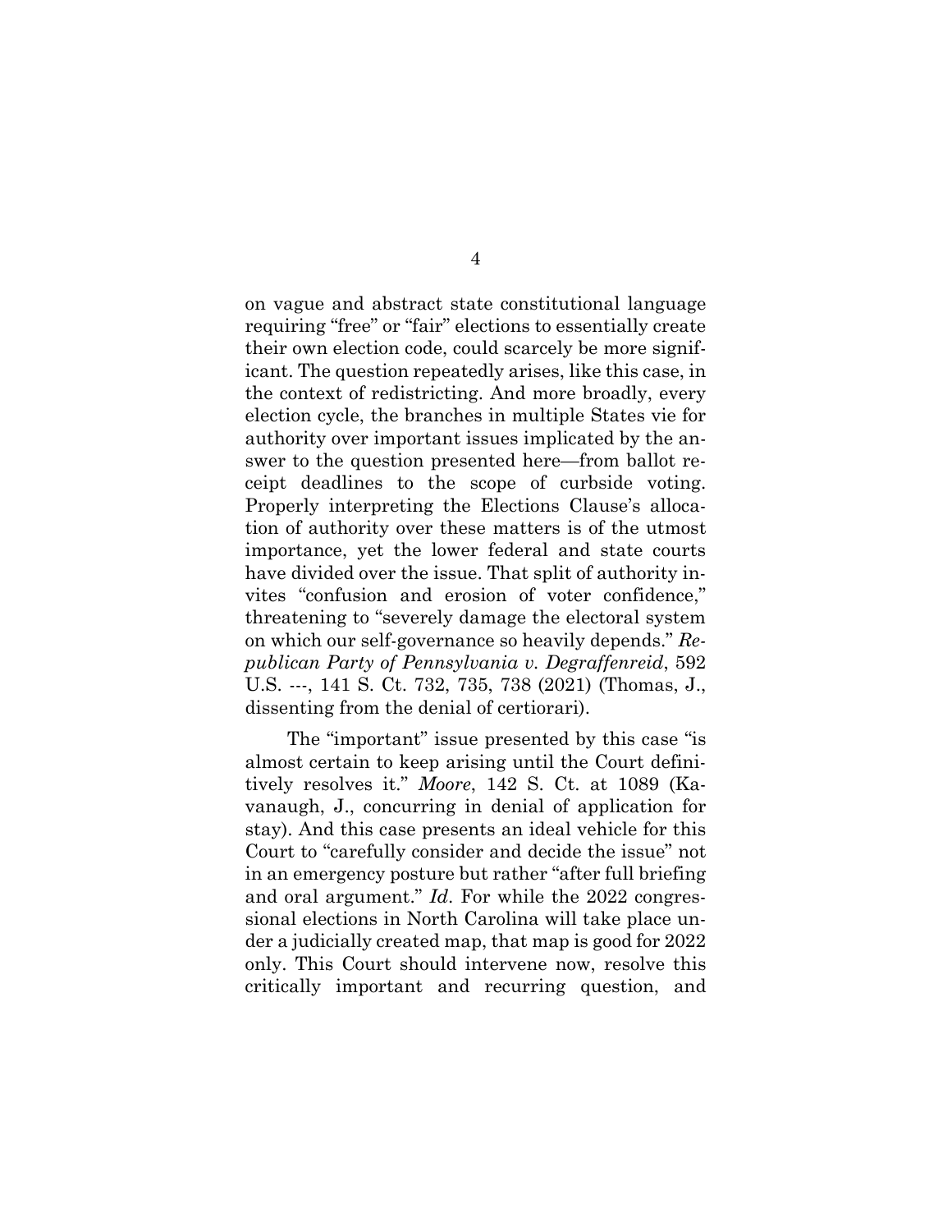on vague and abstract state constitutional language requiring "free" or "fair" elections to essentially create their own election code, could scarcely be more significant. The question repeatedly arises, like this case, in the context of redistricting. And more broadly, every election cycle, the branches in multiple States vie for authority over important issues implicated by the answer to the question presented here—from ballot receipt deadlines to the scope of curbside voting. Properly interpreting the Elections Clause's allocation of authority over these matters is of the utmost importance, yet the lower federal and state courts have divided over the issue. That split of authority invites "confusion and erosion of voter confidence," threatening to "severely damage the electoral system on which our self-governance so heavily depends." *Republican Party of Pennsylvania v. Degraffenreid*, 592 U.S. ---, 141 S. Ct. 732, 735, 738 (2021) (Thomas, J., dissenting from the denial of certiorari).

The "important" issue presented by this case "is almost certain to keep arising until the Court definitively resolves it." *Moore*, 142 S. Ct. at 1089 (Kavanaugh, J., concurring in denial of application for stay). And this case presents an ideal vehicle for this Court to "carefully consider and decide the issue" not in an emergency posture but rather "after full briefing and oral argument." *Id*. For while the 2022 congressional elections in North Carolina will take place under a judicially created map, that map is good for 2022 only. This Court should intervene now, resolve this critically important and recurring question, and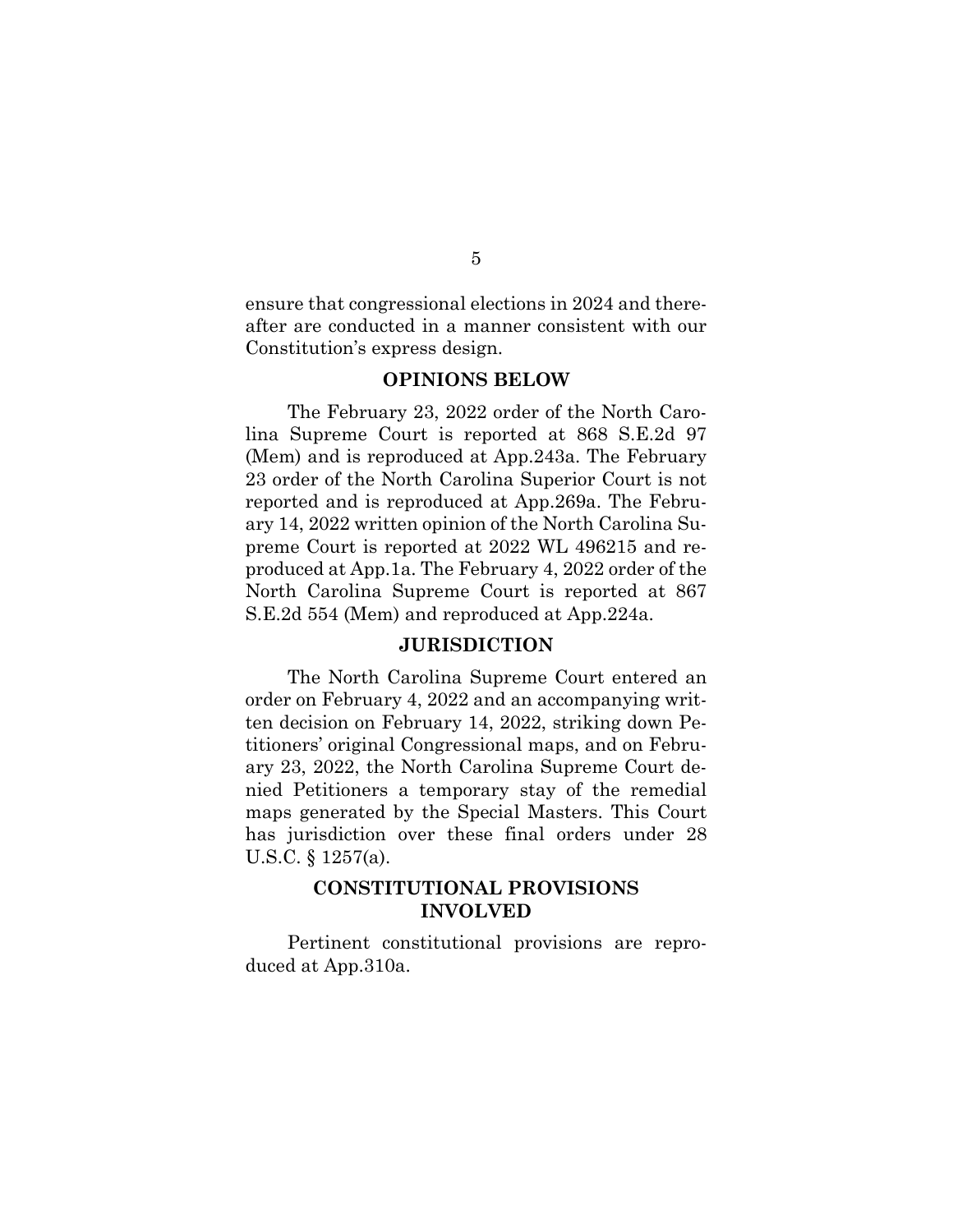ensure that congressional elections in 2024 and thereafter are conducted in a manner consistent with our Constitution's express design.

## OPINIONS BELOW

The February 23, 2022 order of the North Carolina Supreme Court is reported at 868 S.E.2d 97 (Mem) and is reproduced at App.243a. The February 23 order of the North Carolina Superior Court is not reported and is reproduced at App.269a. The February 14, 2022 written opinion of the North Carolina Supreme Court is reported at 2022 WL 496215 and reproduced at App.1a. The February 4, 2022 order of the North Carolina Supreme Court is reported at 867 S.E.2d 554 (Mem) and reproduced at App.224a.

## JURISDICTION

The North Carolina Supreme Court entered an order on February 4, 2022 and an accompanying written decision on February 14, 2022, striking down Petitioners' original Congressional maps, and on February 23, 2022, the North Carolina Supreme Court denied Petitioners a temporary stay of the remedial maps generated by the Special Masters. This Court has jurisdiction over these final orders under 28 U.S.C. § 1257(a).

## CONSTITUTIONAL PROVISIONS INVOLVED

Pertinent constitutional provisions are reproduced at App.310a.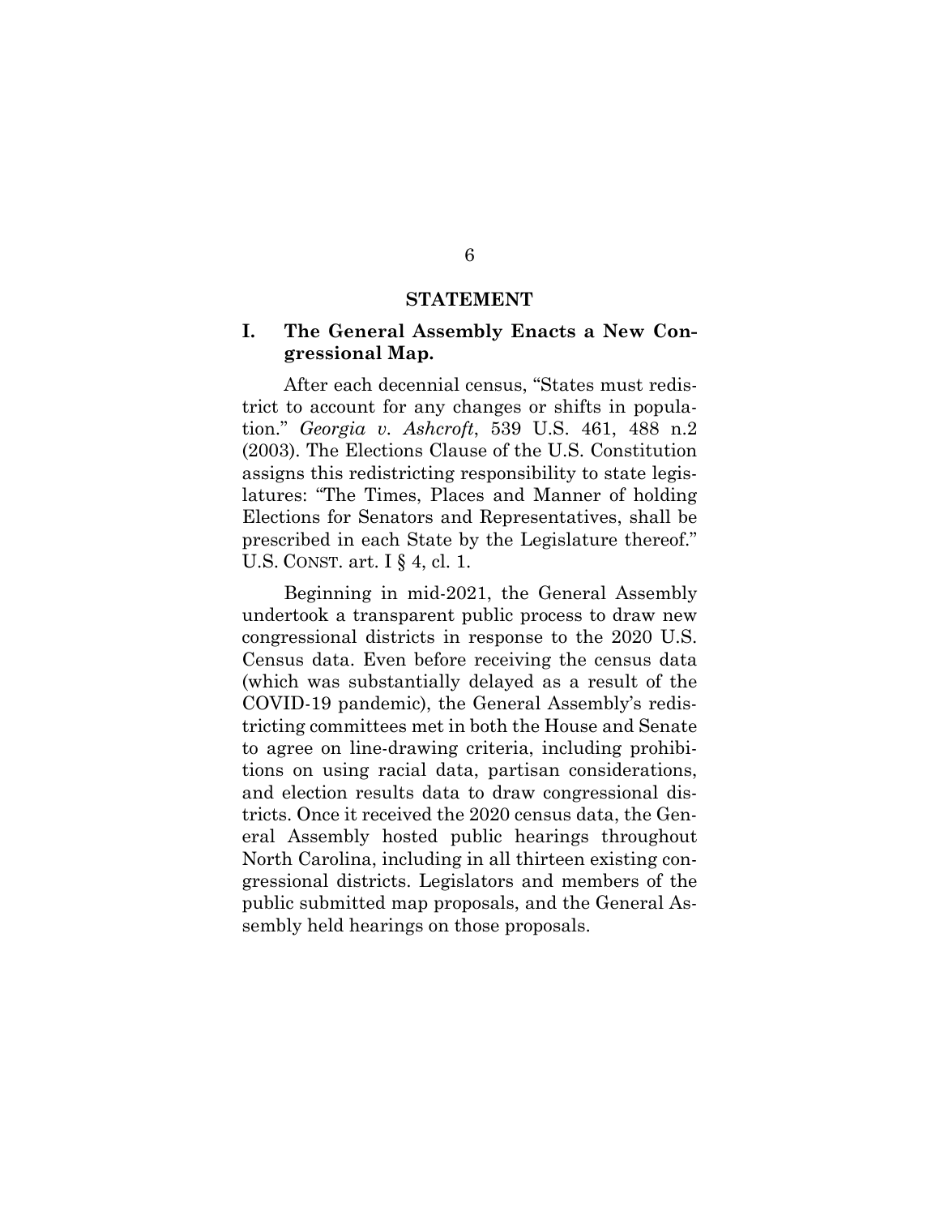## STATEMENT

### I. The General Assembly Enacts a New Congressional Map.

After each decennial census, "States must redistrict to account for any changes or shifts in population." *Georgia v. Ashcroft*, 539 U.S. 461, 488 n.2 (2003). The Elections Clause of the U.S. Constitution assigns this redistricting responsibility to state legislatures: "The Times, Places and Manner of holding Elections for Senators and Representatives, shall be prescribed in each State by the Legislature thereof." U.S. CONST. art. I § 4, cl. 1.

Beginning in mid-2021, the General Assembly undertook a transparent public process to draw new congressional districts in response to the 2020 U.S. Census data. Even before receiving the census data (which was substantially delayed as a result of the COVID-19 pandemic), the General Assembly's redistricting committees met in both the House and Senate to agree on line-drawing criteria, including prohibitions on using racial data, partisan considerations, and election results data to draw congressional districts. Once it received the 2020 census data, the General Assembly hosted public hearings throughout North Carolina, including in all thirteen existing congressional districts. Legislators and members of the public submitted map proposals, and the General Assembly held hearings on those proposals.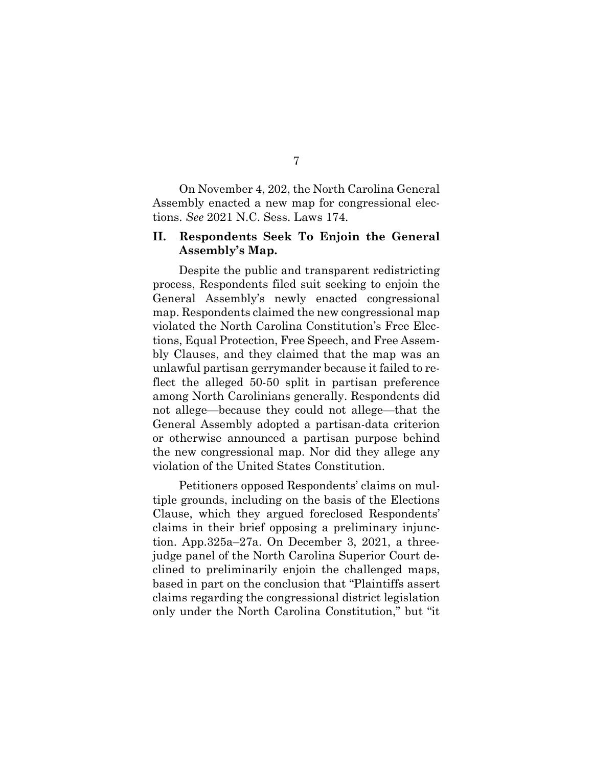On November 4, 202, the North Carolina General Assembly enacted a new map for congressional elections. *See* 2021 N.C. Sess. Laws 174.

## II. Respondents Seek To Enjoin the General Assembly's Map.

Despite the public and transparent redistricting process, Respondents filed suit seeking to enjoin the General Assembly's newly enacted congressional map. Respondents claimed the new congressional map violated the North Carolina Constitution's Free Elections, Equal Protection, Free Speech, and Free Assembly Clauses, and they claimed that the map was an unlawful partisan gerrymander because it failed to reflect the alleged 50-50 split in partisan preference among North Carolinians generally. Respondents did not allege—because they could not allege—that the General Assembly adopted a partisan-data criterion or otherwise announced a partisan purpose behind the new congressional map. Nor did they allege any violation of the United States Constitution.

Petitioners opposed Respondents' claims on multiple grounds, including on the basis of the Elections Clause, which they argued foreclosed Respondents' claims in their brief opposing a preliminary injunction. App.325a–27a. On December 3, 2021, a three-judge panel of the North Carolina Superior Court declined to preliminarily enjoin the challenged maps, based in part on the conclusion that "Plaintiffs assert claims regarding the congressional district legislation only under the North Carolina Constitution," but "it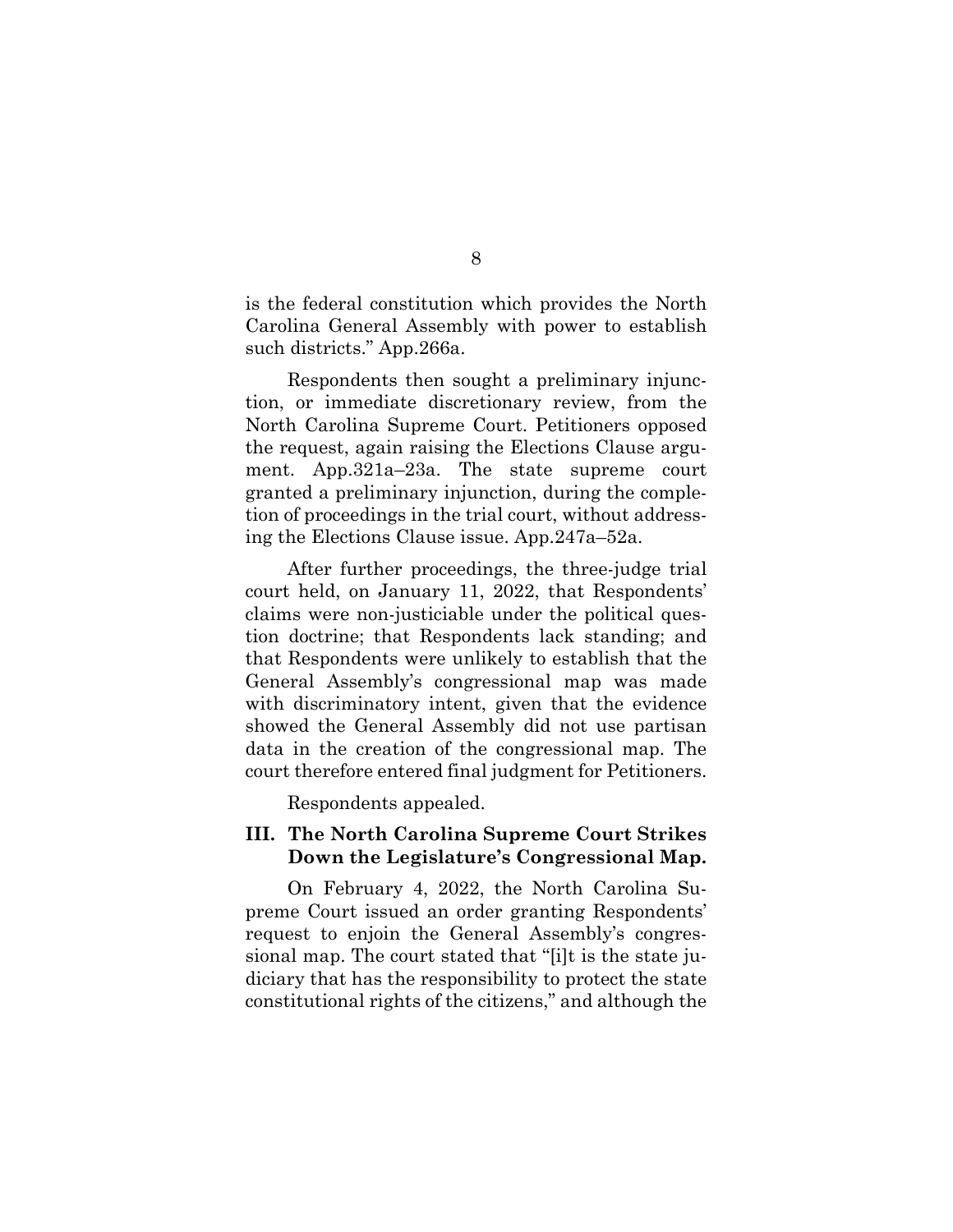is the federal constitution which provides the North Carolina General Assembly with power to establish such districts." App.266a.

Respondents then sought a preliminary injunction, or immediate discretionary review, from the North Carolina Supreme Court. Petitioners opposed the request, again raising the Elections Clause argument. App.321a–23a. The state supreme court granted a preliminary injunction, during the completion of proceedings in the trial court, without addressing the Elections Clause issue. App.247a–52a.

After further proceedings, the three-judge trial court held, on January 11, 2022, that Respondents' claims were non-justiciable under the political question doctrine; that Respondents lack standing; and that Respondents were unlikely to establish that the General Assembly's congressional map was made with discriminatory intent, given that the evidence showed the General Assembly did not use partisan data in the creation of the congressional map. The court therefore entered final judgment for Petitioners.

Respondents appealed.

## III. The North Carolina Supreme Court Strikes Down the Legislature's Congressional Map.

On February 4, 2022, the North Carolina Supreme Court issued an order granting Respondents' request to enjoin the General Assembly's congressional map. The court stated that "[i]t is the state judiciary that has the responsibility to protect the state constitutional rights of the citizens," and although the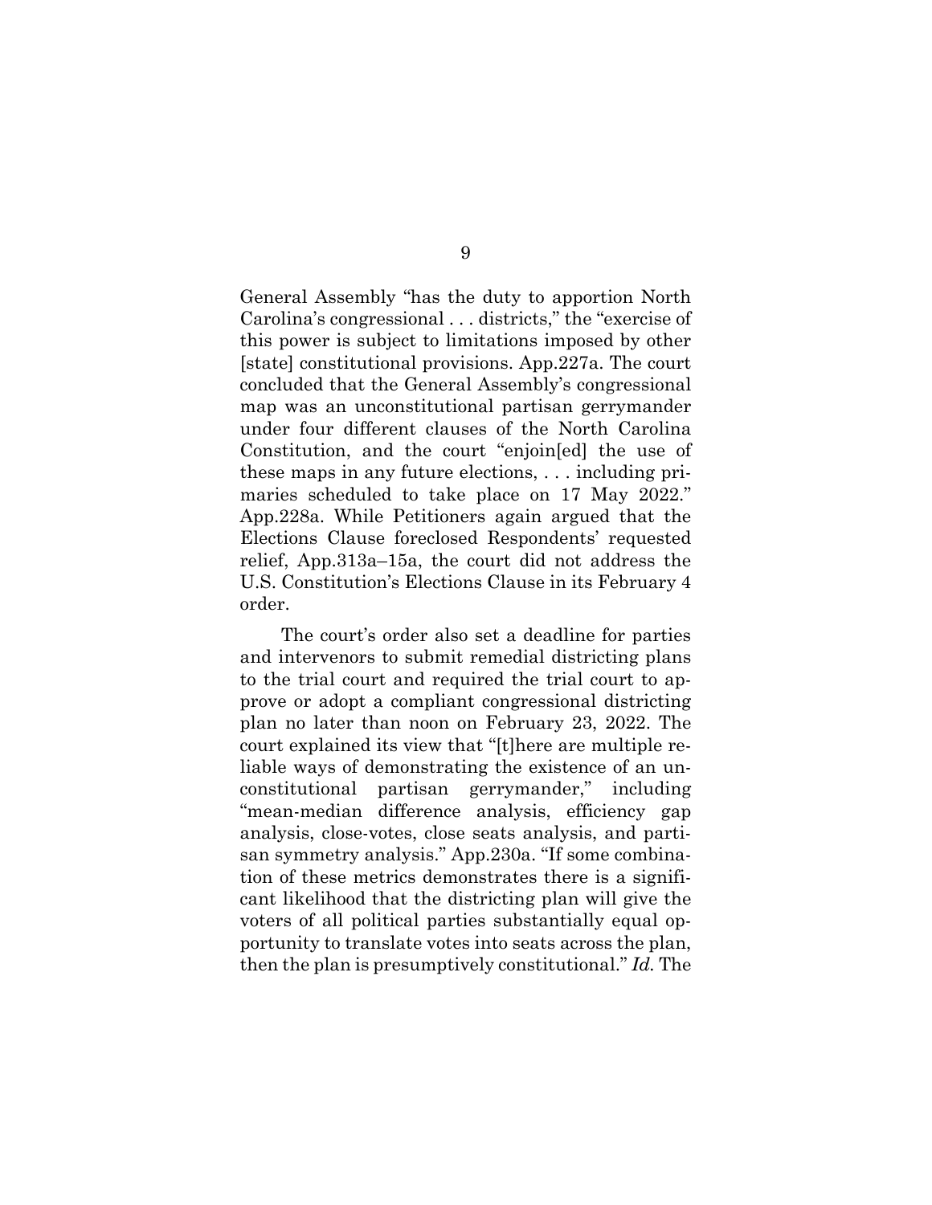General Assembly "has the duty to apportion North Carolina's congressional . . . districts," the "exercise of this power is subject to limitations imposed by other [state] constitutional provisions. App.227a. The court concluded that the General Assembly's congressional map was an unconstitutional partisan gerrymander under four different clauses of the North Carolina Constitution, and the court "enjoin[ed] the use of these maps in any future elections, . . . including primaries scheduled to take place on 17 May 2022." App.228a. While Petitioners again argued that the Elections Clause foreclosed Respondents' requested relief, App.313a–15a, the court did not address the U.S. Constitution's Elections Clause in its February 4 order.

The court's order also set a deadline for parties and intervenors to submit remedial districting plans to the trial court and required the trial court to approve or adopt a compliant congressional districting plan no later than noon on February 23, 2022. The court explained its view that "[t]here are multiple reliable ways of demonstrating the existence of an unconstitutional partisan gerrymander," including "mean-median difference analysis, efficiency gap analysis, close-votes, close seats analysis, and partisan symmetry analysis." App.230a. "If some combination of these metrics demonstrates there is a significant likelihood that the districting plan will give the voters of all political parties substantially equal opportunity to translate votes into seats across the plan, then the plan is presumptively constitutional." *Id.* The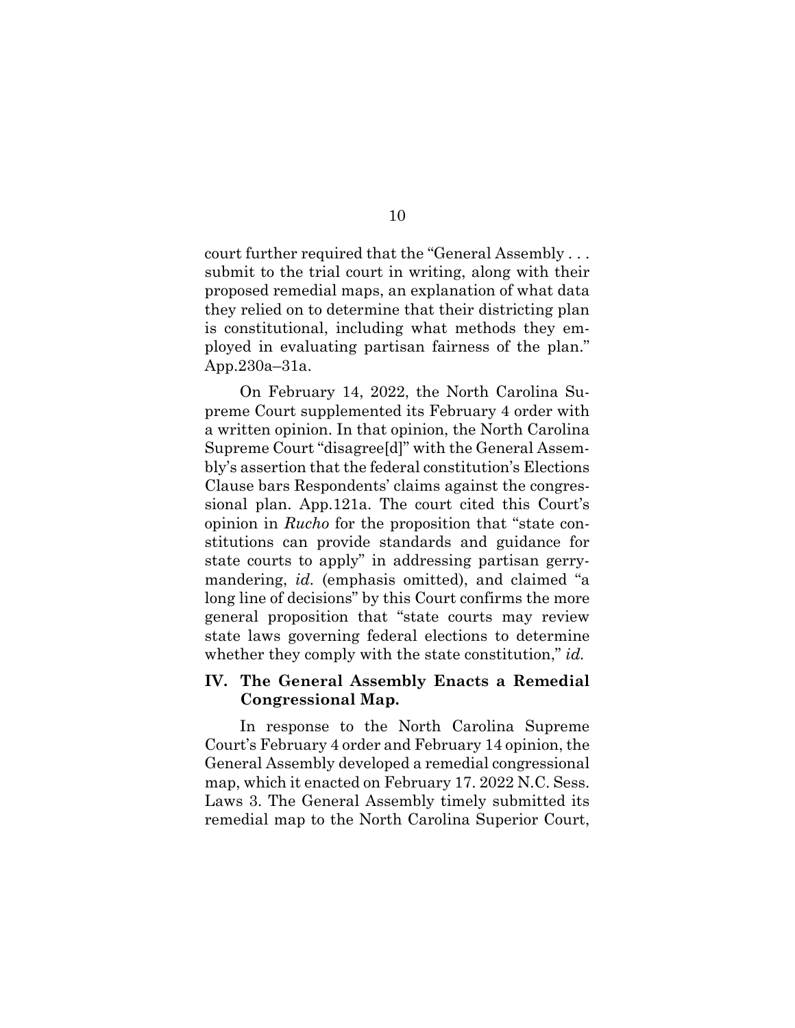court further required that the "General Assembly . . . submit to the trial court in writing, along with their proposed remedial maps, an explanation of what data they relied on to determine that their districting plan is constitutional, including what methods they employed in evaluating partisan fairness of the plan." App.230a–31a.

On February 14, 2022, the North Carolina Supreme Court supplemented its February 4 order with a written opinion. In that opinion, the North Carolina Supreme Court "disagree[d]" with the General Assembly's assertion that the federal constitution's Elections Clause bars Respondents' claims against the congressional plan. App.121a. The court cited this Court's opinion in *Rucho* for the proposition that "state constitutions can provide standards and guidance for state courts to apply" in addressing partisan gerrymandering, *id.* (emphasis omitted), and claimed "a long line of decisions" by this Court confirms the more general proposition that "state courts may review state laws governing federal elections to determine whether they comply with the state constitution," *id.*

## IV. The General Assembly Enacts a Remedial Congressional Map.

In response to the North Carolina Supreme Court's February 4 order and February 14 opinion, the General Assembly developed a remedial congressional map, which it enacted on February 17. 2022 N.C. Sess. Laws 3. The General Assembly timely submitted its remedial map to the North Carolina Superior Court,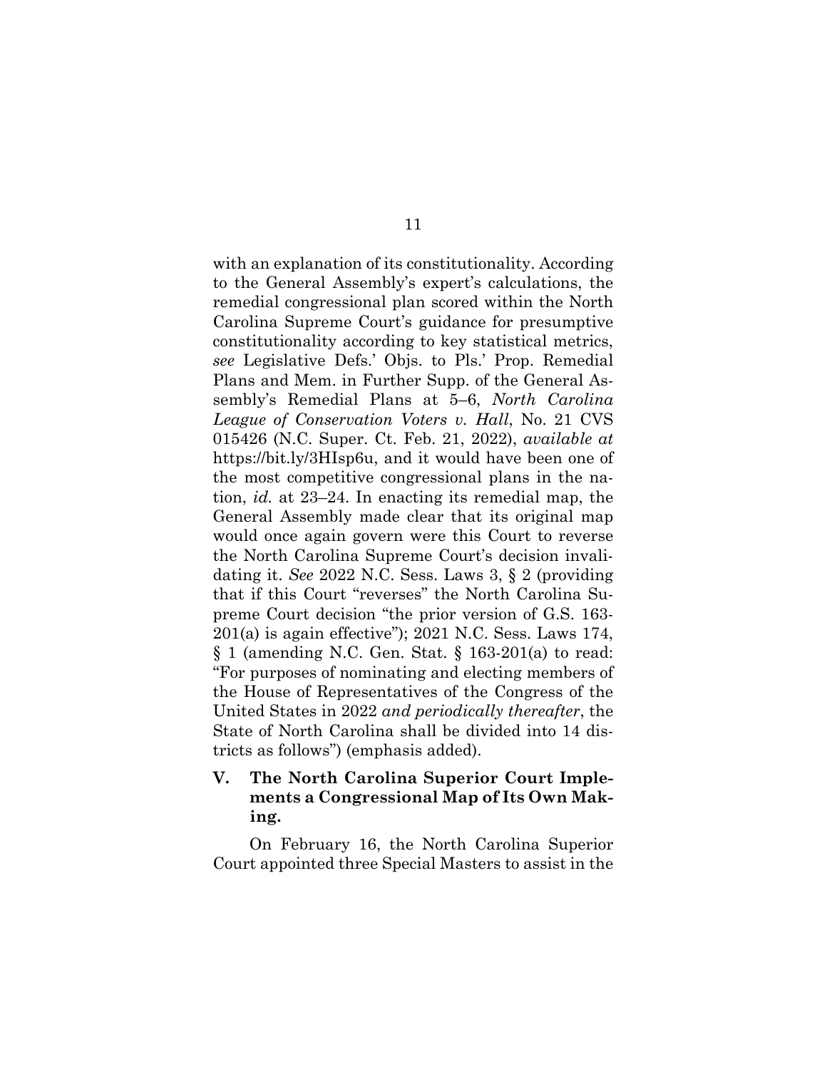with an explanation of its constitutionality. According to the General Assembly's expert's calculations, the remedial congressional plan scored within the North Carolina Supreme Court's guidance for presumptive constitutionality according to key statistical metrics, *see* Legislative Defs.' Objs. to Pls.' Prop. Remedial Plans and Mem. in Further Supp. of the General Assembly's Remedial Plans at 5–6, *North Carolina League of Conservation Voters v. Hall*, No. 21 CVS 015426 (N.C. Super. Ct. Feb. 21, 2022), *available at* https://bit.ly/3HIsp6u, and it would have been one of the most competitive congressional plans in the nation, *id.* at 23–24. In enacting its remedial map, the General Assembly made clear that its original map would once again govern were this Court to reverse the North Carolina Supreme Court's decision invalidating it. *See* 2022 N.C. Sess. Laws 3, § 2 (providing that if this Court "reverses" the North Carolina Supreme Court decision "the prior version of G.S. 163-201(a) is again effective"); 2021 N.C. Sess. Laws 174, § 1 (amending N.C. Gen. Stat. § 163-201(a) to read: "For purposes of nominating and electing members of the House of Representatives of the Congress of the United States in 2022 *and periodically thereafter*, the State of North Carolina shall be divided into 14 districts as follows") (emphasis added).

## V. The North Carolina Superior Court Implements a Congressional Map of Its Own Making.

On February 16, the North Carolina Superior Court appointed three Special Masters to assist in the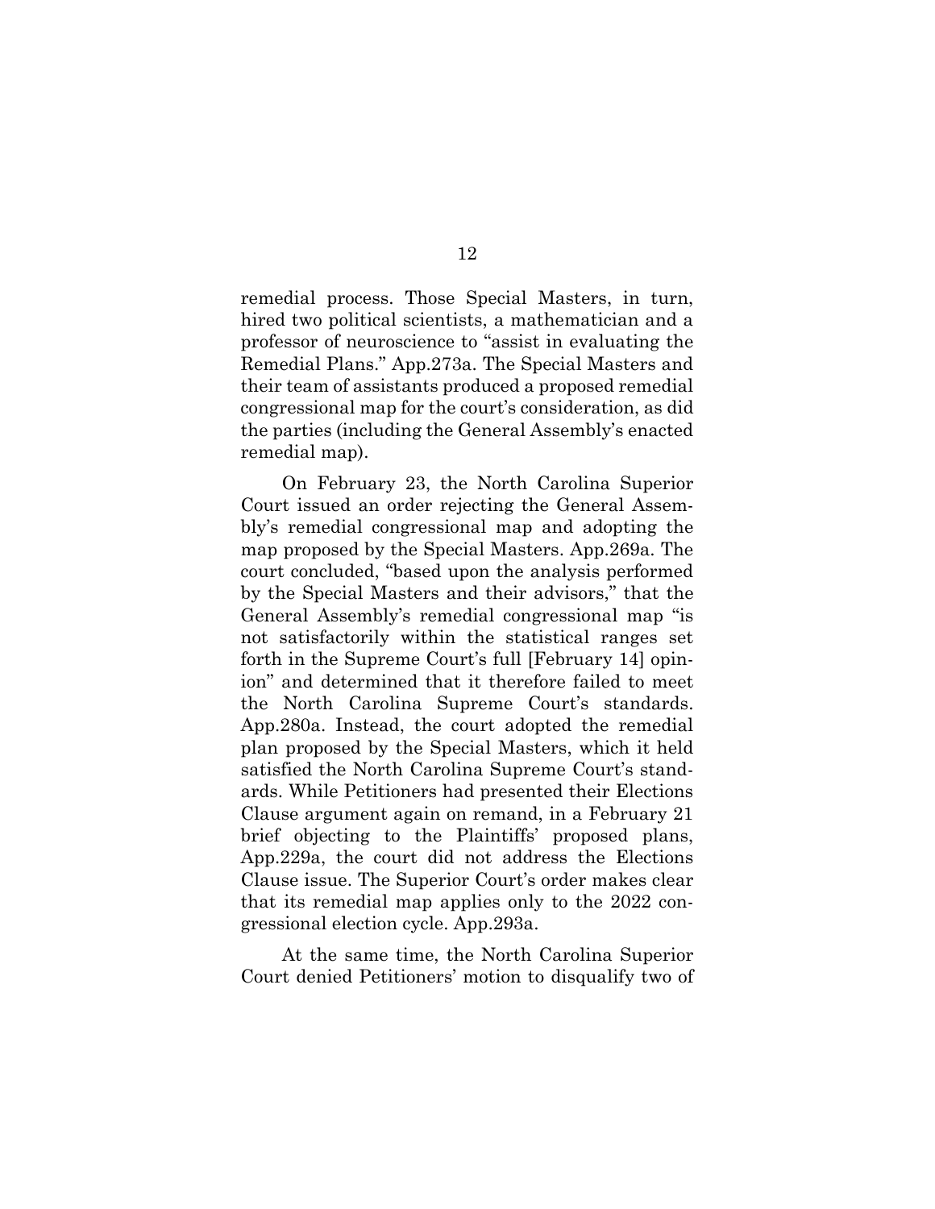remedial process. Those Special Masters, in turn, hired two political scientists, a mathematician and a professor of neuroscience to "assist in evaluating the Remedial Plans." App.273a. The Special Masters and their team of assistants produced a proposed remedial congressional map for the court's consideration, as did the parties (including the General Assembly's enacted remedial map).

On February 23, the North Carolina Superior Court issued an order rejecting the General Assembly's remedial congressional map and adopting the map proposed by the Special Masters. App.269a. The court concluded, "based upon the analysis performed by the Special Masters and their advisors," that the General Assembly's remedial congressional map "is not satisfactorily within the statistical ranges set forth in the Supreme Court's full [February 14] opinion" and determined that it therefore failed to meet the North Carolina Supreme Court's standards. App.280a. Instead, the court adopted the remedial plan proposed by the Special Masters, which it held satisfied the North Carolina Supreme Court's standards. While Petitioners had presented their Elections Clause argument again on remand, in a February 21 brief objecting to the Plaintiffs' proposed plans, App.229a, the court did not address the Elections Clause issue. The Superior Court's order makes clear that its remedial map applies only to the 2022 congressional election cycle. App.293a.

At the same time, the North Carolina Superior Court denied Petitioners' motion to disqualify two of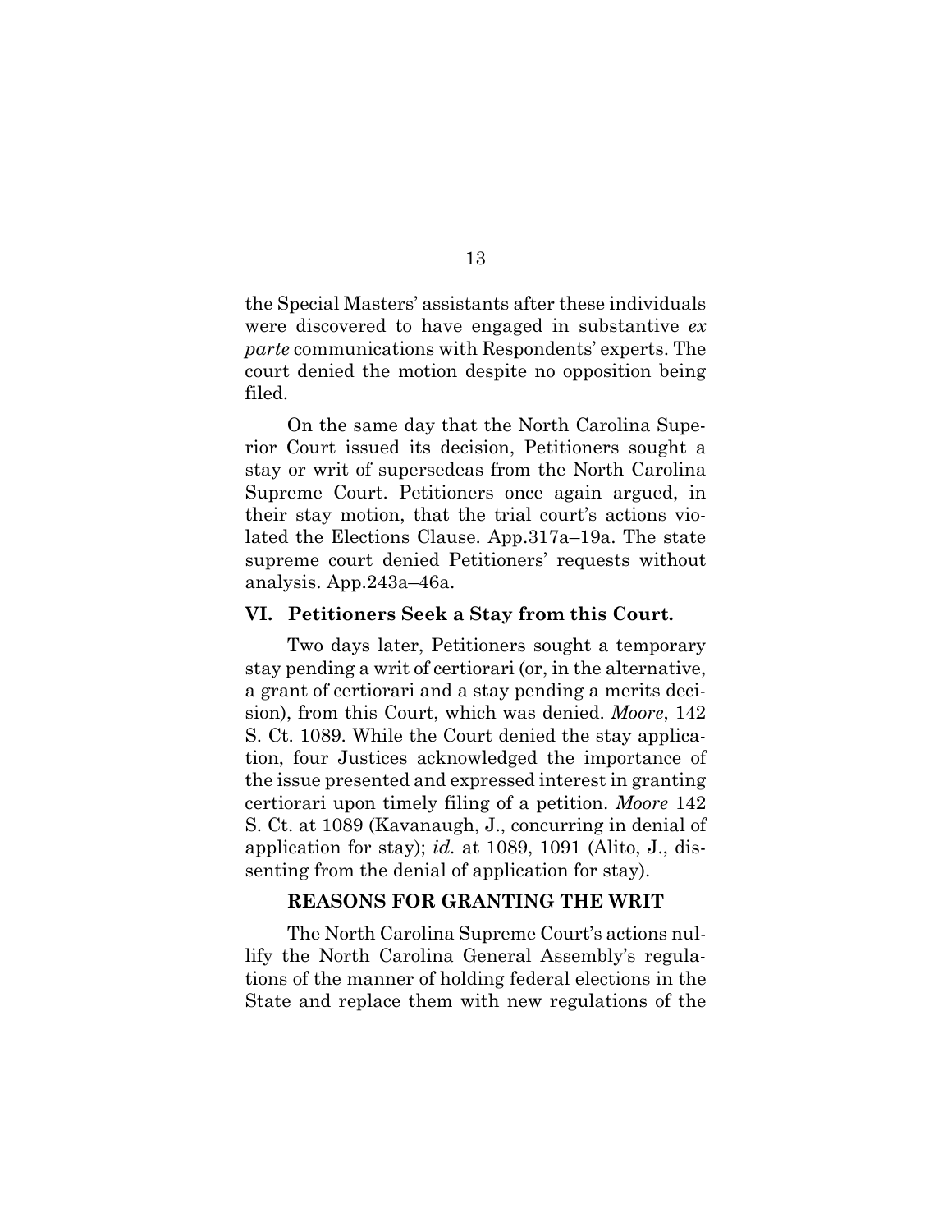the Special Masters' assistants after these individuals were discovered to have engaged in substantive *ex parte* communications with Respondents' experts. The court denied the motion despite no opposition being filed.

On the same day that the North Carolina Superior Court issued its decision, Petitioners sought a stay or writ of supersedeas from the North Carolina Supreme Court. Petitioners once again argued, in their stay motion, that the trial court's actions violated the Elections Clause. App.317a–19a. The state supreme court denied Petitioners' requests without analysis. App.243a–46a.

### VI. Petitioners Seek a Stay from this Court.

Two days later, Petitioners sought a temporary stay pending a writ of certiorari (or, in the alternative, a grant of certiorari and a stay pending a merits decision), from this Court, which was denied. *Moore*, 142 S. Ct. 1089. While the Court denied the stay application, four Justices acknowledged the importance of the issue presented and expressed interest in granting certiorari upon timely filing of a petition. *Moore* 142 S. Ct. at 1089 (Kavanaugh, J., concurring in denial of application for stay); *id*. at 1089, 1091 (Alito, J., dissenting from the denial of application for stay).

## REASONS FOR GRANTING THE WRIT

The North Carolina Supreme Court's actions nullify the North Carolina General Assembly's regulations of the manner of holding federal elections in the State and replace them with new regulations of the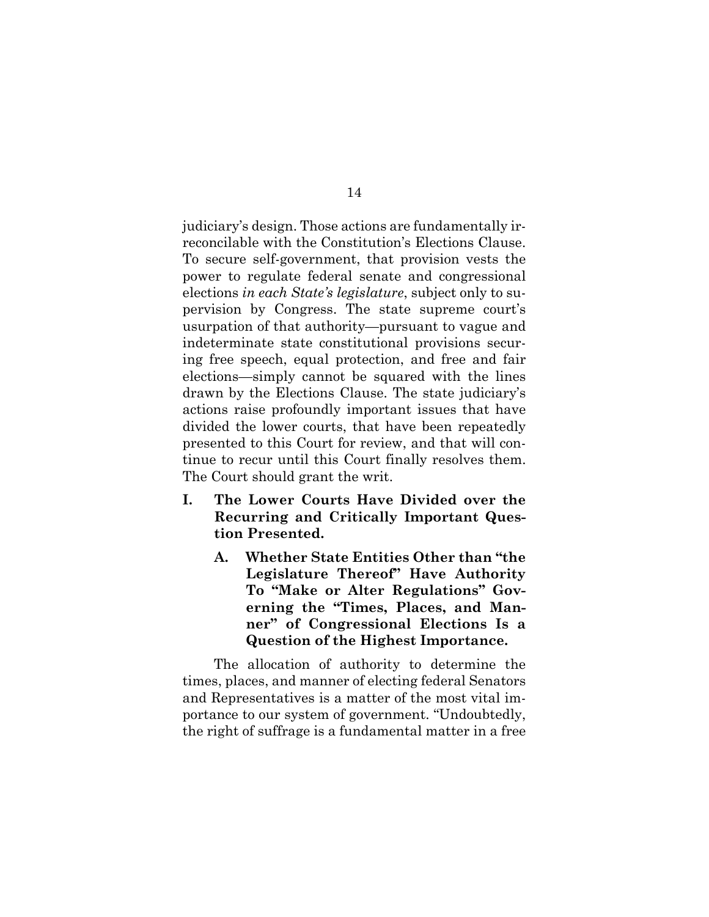judiciary's design. Those actions are fundamentally irreconcilable with the Constitution's Elections Clause. To secure self-government, that provision vests the power to regulate federal senate and congressional elections *in each State's legislature*, subject only to supervision by Congress. The state supreme court's usurpation of that authority—pursuant to vague and indeterminate state constitutional provisions securing free speech, equal protection, and free and fair elections—simply cannot be squared with the lines drawn by the Elections Clause. The state judiciary's actions raise profoundly important issues that have divided the lower courts, that have been repeatedly presented to this Court for review, and that will continue to recur until this Court finally resolves them. The Court should grant the writ.

## I. The Lower Courts Have Divided over the Recurring and Critically Important Question Presented.

### A. Whether State Entities Other than "the Legislature Thereof" Have Authority To "Make or Alter Regulations" Governing the "Times, Places, and Manner" of Congressional Elections Is a Question of the Highest Importance.

The allocation of authority to determine the times, places, and manner of electing federal Senators and Representatives is a matter of the most vital importance to our system of government. "Undoubtedly, the right of suffrage is a fundamental matter in a free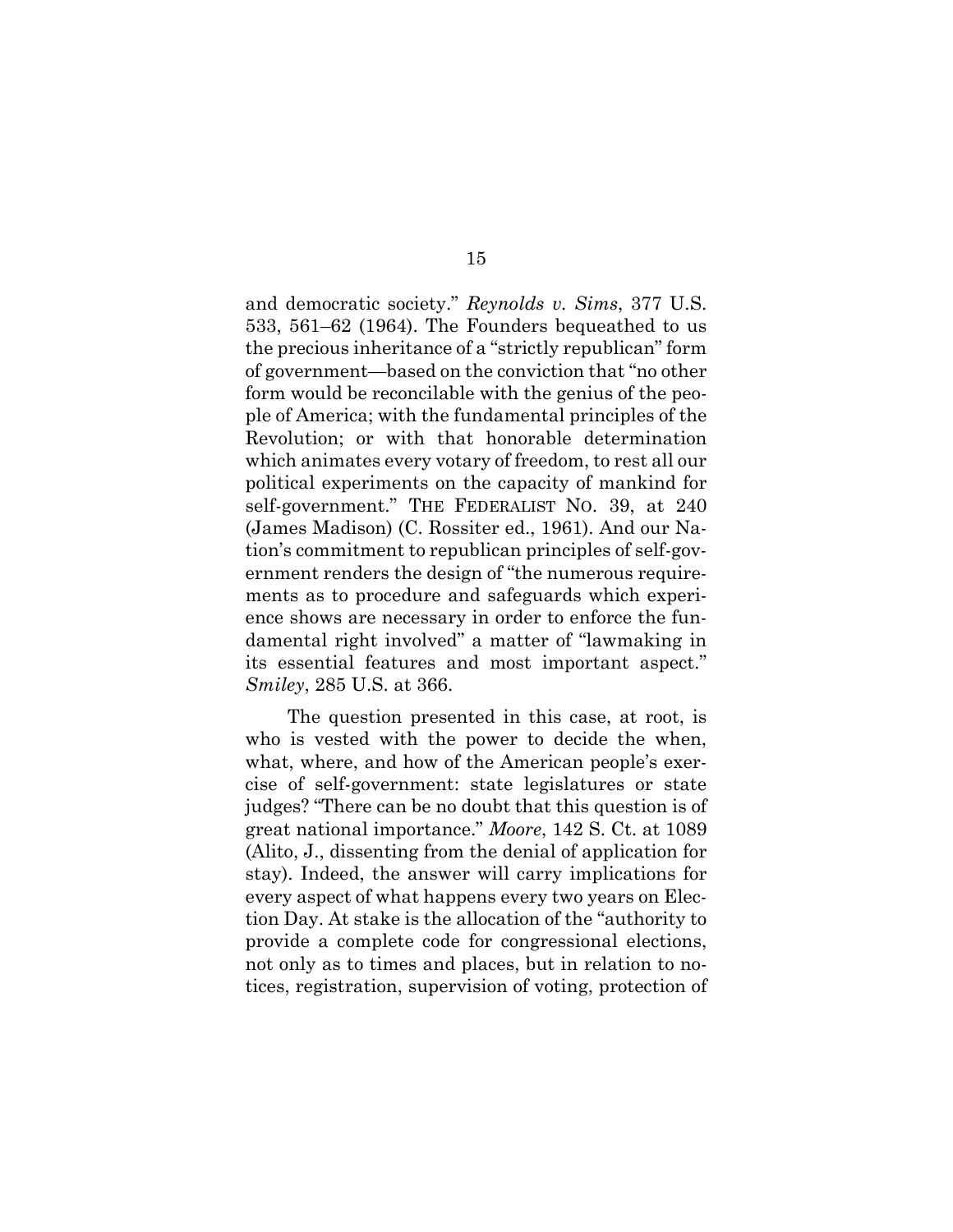and democratic society." *Reynolds v. Sims*, 377 U.S. 533, 561–62 (1964). The Founders bequeathed to us the precious inheritance of a "strictly republican" form of government—based on the conviction that "no other form would be reconcilable with the genius of the people of America; with the fundamental principles of the Revolution; or with that honorable determination which animates every votary of freedom, to rest all our political experiments on the capacity of mankind for self-government." THE FEDERALIST NO. 39, at 240 (James Madison) (C. Rossiter ed., 1961). And our Nation's commitment to republican principles of self-government renders the design of "the numerous requirements as to procedure and safeguards which experience shows are necessary in order to enforce the fundamental right involved" a matter of "lawmaking in its essential features and most important aspect." *Smiley*, 285 U.S. at 366.

The question presented in this case, at root, is who is vested with the power to decide the when, what, where, and how of the American people's exercise of self-government: state legislatures or state judges? "There can be no doubt that this question is of great national importance." *Moore*, 142 S. Ct. at 1089 (Alito, J., dissenting from the denial of application for stay). Indeed, the answer will carry implications for every aspect of what happens every two years on Election Day. At stake is the allocation of the "authority to provide a complete code for congressional elections, not only as to times and places, but in relation to notices, registration, supervision of voting, protection of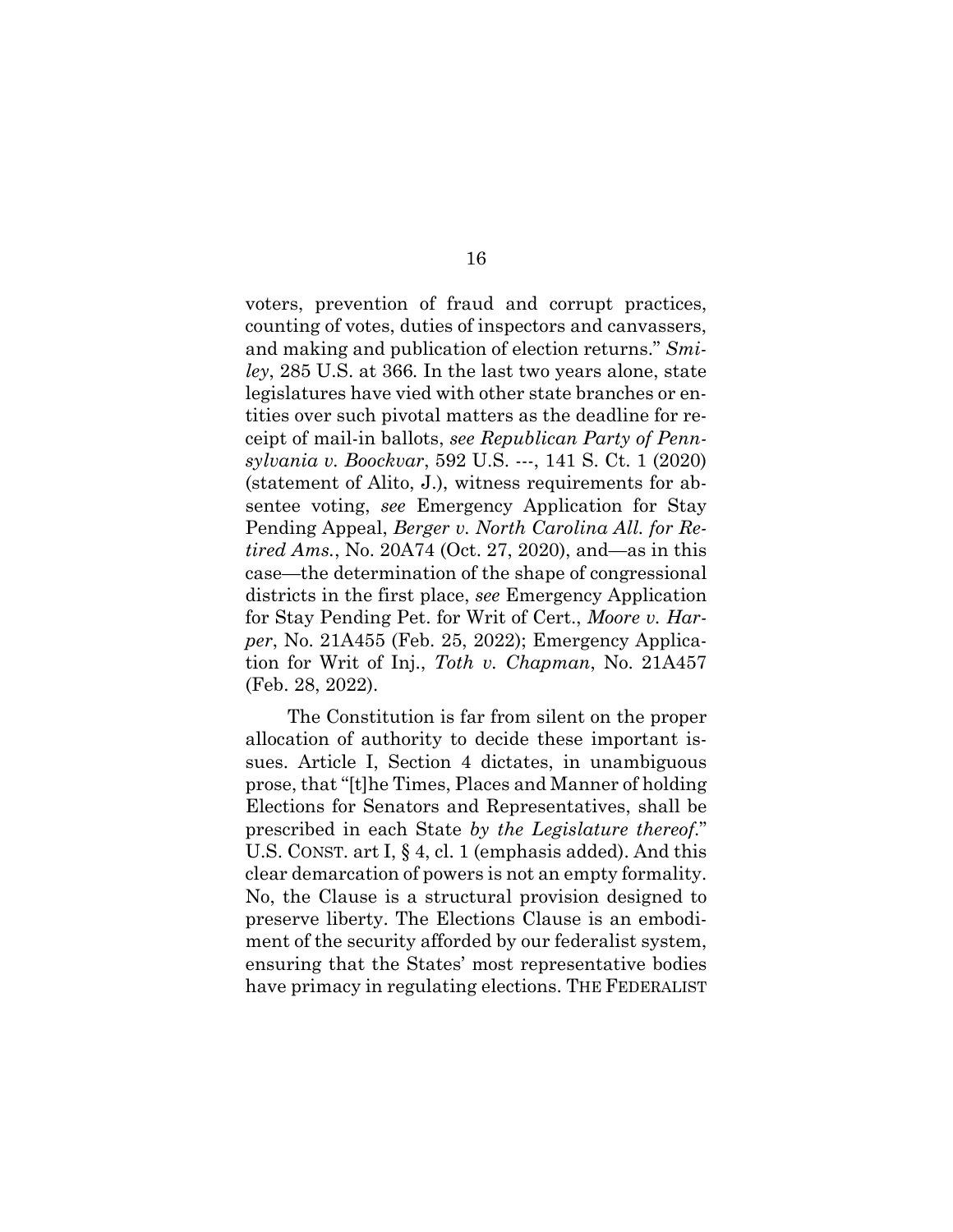voters, prevention of fraud and corrupt practices, counting of votes, duties of inspectors and canvassers, and making and publication of election returns." *Smiley*, 285 U.S. at 366. In the last two years alone, state legislatures have vied with other state branches or entities over such pivotal matters as the deadline for receipt of mail-in ballots, *see Republican Party of Pennsylvania v. Boockvar*, 592 U.S. ---, 141 S. Ct. 1 (2020) (statement of Alito, J.), witness requirements for absentee voting, *see* Emergency Application for Stay Pending Appeal, *Berger v. North Carolina All. for Retired Ams.*, No. 20A74 (Oct. 27, 2020), and—as in this case—the determination of the shape of congressional districts in the first place, *see* Emergency Application for Stay Pending Pet. for Writ of Cert., *Moore v. Harper*, No. 21A455 (Feb. 25, 2022); Emergency Application for Writ of Inj., *Toth v. Chapman*, No. 21A457 (Feb. 28, 2022).

The Constitution is far from silent on the proper allocation of authority to decide these important issues. Article I, Section 4 dictates, in unambiguous prose, that "[t]he Times, Places and Manner of holding Elections for Senators and Representatives, shall be prescribed in each State *by the Legislature thereof*." U.S. CONST. art I, § 4, cl. 1 (emphasis added). And this clear demarcation of powers is not an empty formality. No, the Clause is a structural provision designed to preserve liberty. The Elections Clause is an embodiment of the security afforded by our federalist system, ensuring that the States' most representative bodies have primacy in regulating elections. THE FEDERALIST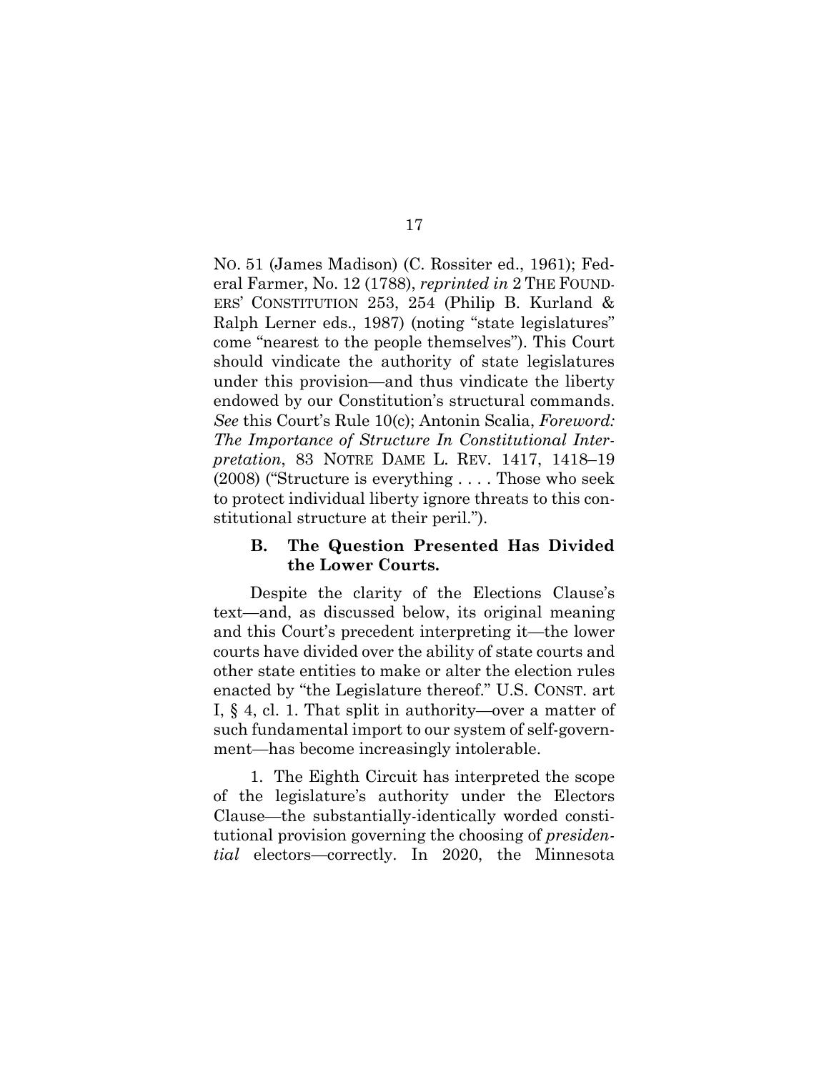NO. 51 (James Madison) (C. Rossiter ed., 1961); Federal Farmer, No. 12 (1788), *reprinted in* 2 THE FOUNDERS' CONSTITUTION 253, 254 (Philip B. Kurland & Ralph Lerner eds., 1987) (noting "state legislatures" come "nearest to the people themselves"). This Court should vindicate the authority of state legislatures under this provision—and thus vindicate the liberty endowed by our Constitution's structural commands. *See* this Court's Rule 10(c); Antonin Scalia, *Foreword: The Importance of Structure In Constitutional Interpretation*, 83 NOTRE DAME L. REV. 1417, 1418–19 (2008) ("Structure is everything . . . . Those who seek to protect individual liberty ignore threats to this constitutional structure at their peril.").

### B. The Question Presented Has Divided the Lower Courts.

Despite the clarity of the Elections Clause's text—and, as discussed below, its original meaning and this Court's precedent interpreting it—the lower courts have divided over the ability of state courts and other state entities to make or alter the election rules enacted by "the Legislature thereof." U.S. CONST. art I, § 4, cl. 1. That split in authority—over a matter of such fundamental import to our system of self-government—has become increasingly intolerable.

1. The Eighth Circuit has interpreted the scope of the legislature's authority under the Electors Clause—the substantially-identically worded constitutional provision governing the choosing of *presidential* electors—correctly. In 2020, the Minnesota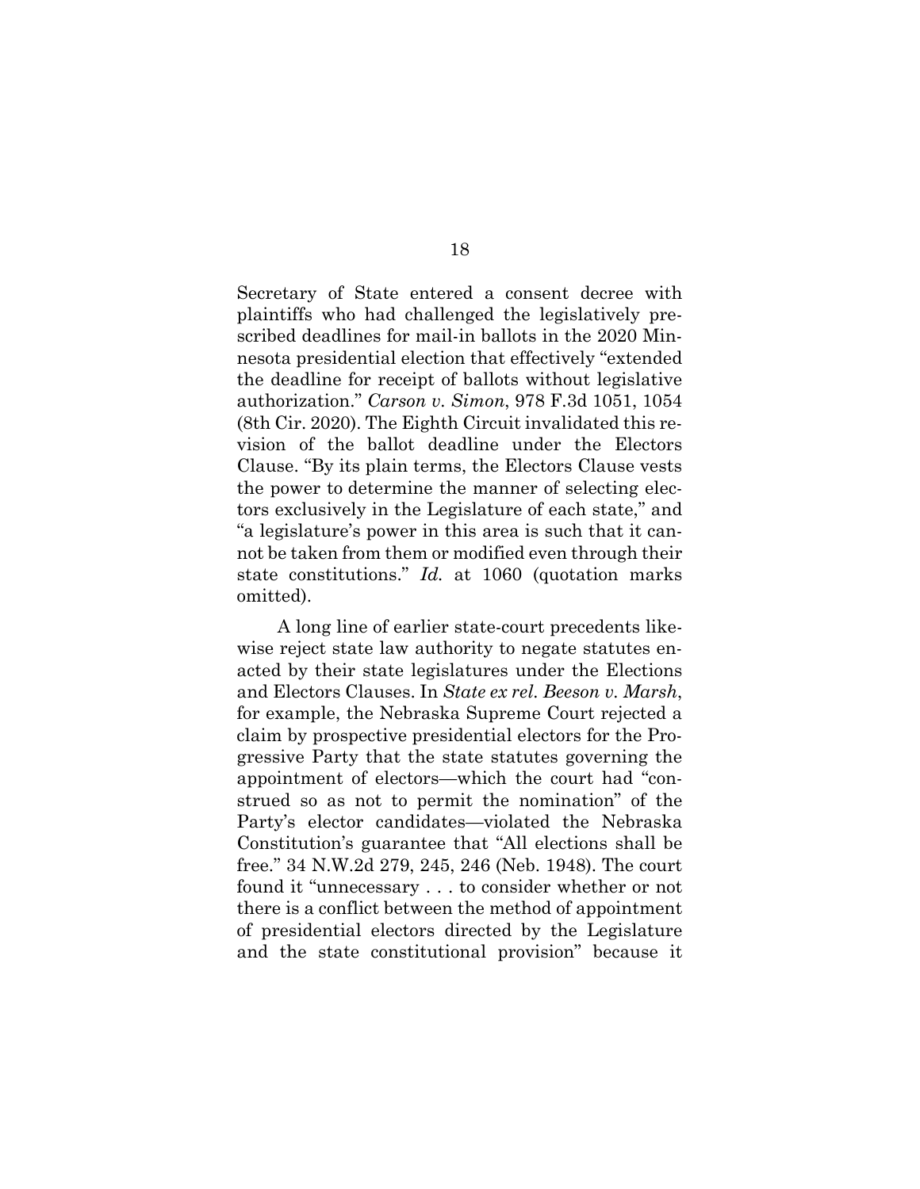Secretary of State entered a consent decree with plaintiffs who had challenged the legislatively prescribed deadlines for mail-in ballots in the 2020 Minnesota presidential election that effectively "extended the deadline for receipt of ballots without legislative authorization." *Carson v. Simon*, 978 F.3d 1051, 1054 (8th Cir. 2020). The Eighth Circuit invalidated this revision of the ballot deadline under the Electors Clause. "By its plain terms, the Electors Clause vests the power to determine the manner of selecting electors exclusively in the Legislature of each state," and "a legislature's power in this area is such that it cannot be taken from them or modified even through their state constitutions." *Id.* at 1060 (quotation marks omitted).

A long line of earlier state-court precedents likewise reject state law authority to negate statutes enacted by their state legislatures under the Elections and Electors Clauses. In *State ex rel. Beeson v. Marsh*, for example, the Nebraska Supreme Court rejected a claim by prospective presidential electors for the Progressive Party that the state statutes governing the appointment of electors—which the court had "construed so as not to permit the nomination" of the Party's elector candidates—violated the Nebraska Constitution's guarantee that "All elections shall be free." 34 N.W.2d 279, 245, 246 (Neb. 1948). The court found it "unnecessary . . . to consider whether or not there is a conflict between the method of appointment of presidential electors directed by the Legislature and the state constitutional provision" because it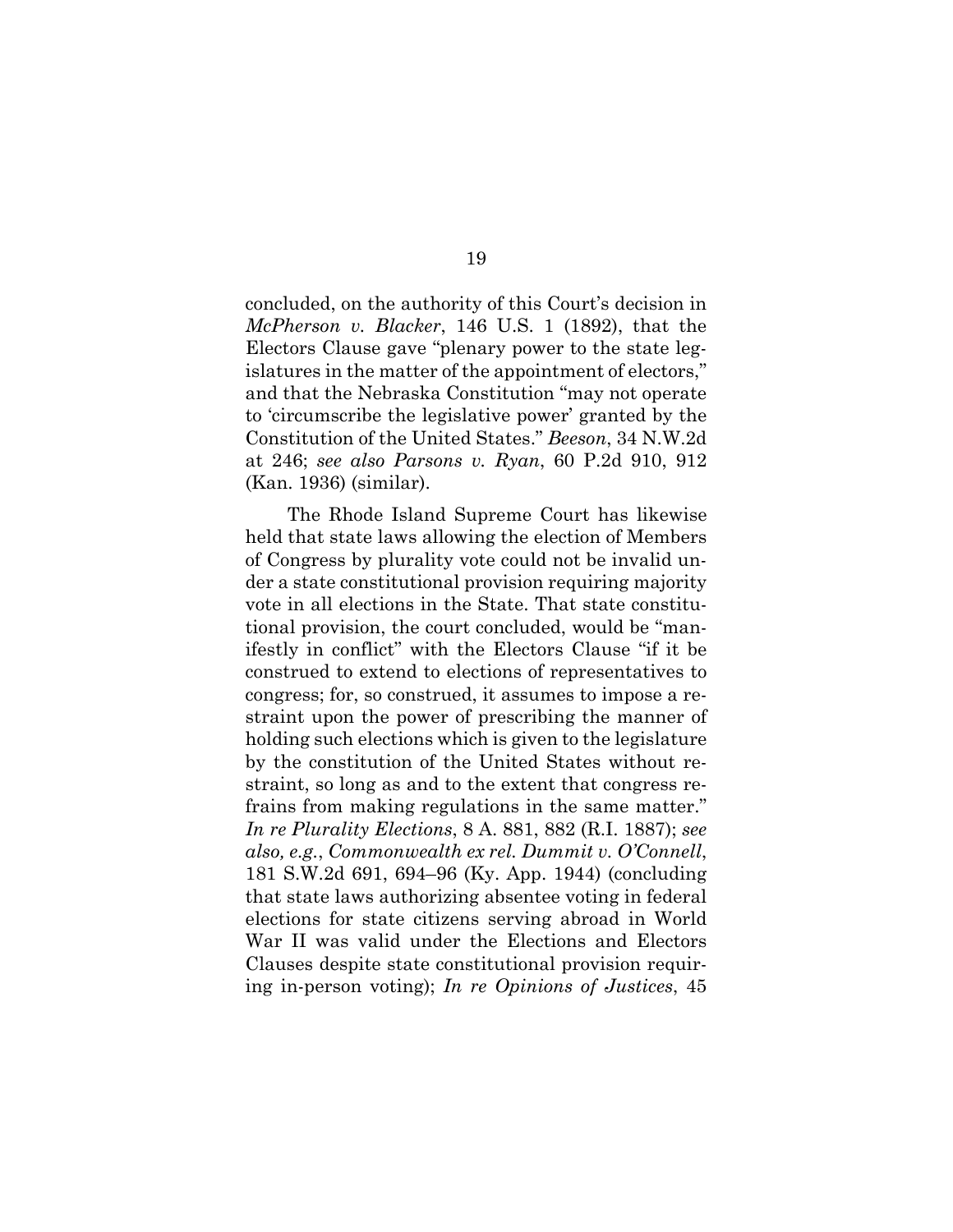concluded, on the authority of this Court's decision in *McPherson v. Blacker*, 146 U.S. 1 (1892), that the Electors Clause gave "plenary power to the state legislatures in the matter of the appointment of electors," and that the Nebraska Constitution "may not operate to 'circumscribe the legislative power' granted by the Constitution of the United States." *Beeson*, 34 N.W.2d at 246; *see also Parsons v. Ryan*, 60 P.2d 910, 912 (Kan. 1936) (similar).

The Rhode Island Supreme Court has likewise held that state laws allowing the election of Members of Congress by plurality vote could not be invalid under a state constitutional provision requiring majority vote in all elections in the State. That state constitutional provision, the court concluded, would be "manifestly in conflict" with the Electors Clause "if it be construed to extend to elections of representatives to congress; for, so construed, it assumes to impose a restraint upon the power of prescribing the manner of holding such elections which is given to the legislature by the constitution of the United States without restraint, so long as and to the extent that congress refrains from making regulations in the same matter." *In re Plurality Elections*, 8 A. 881, 882 (R.I. 1887); *see also, e.g.*, *Commonwealth ex rel. Dummit v. O'Connell*, 181 S.W.2d 691, 694–96 (Ky. App. 1944) (concluding that state laws authorizing absentee voting in federal elections for state citizens serving abroad in World War II was valid under the Elections and Electors Clauses despite state constitutional provision requiring in-person voting); *In re Opinions of Justices*, 45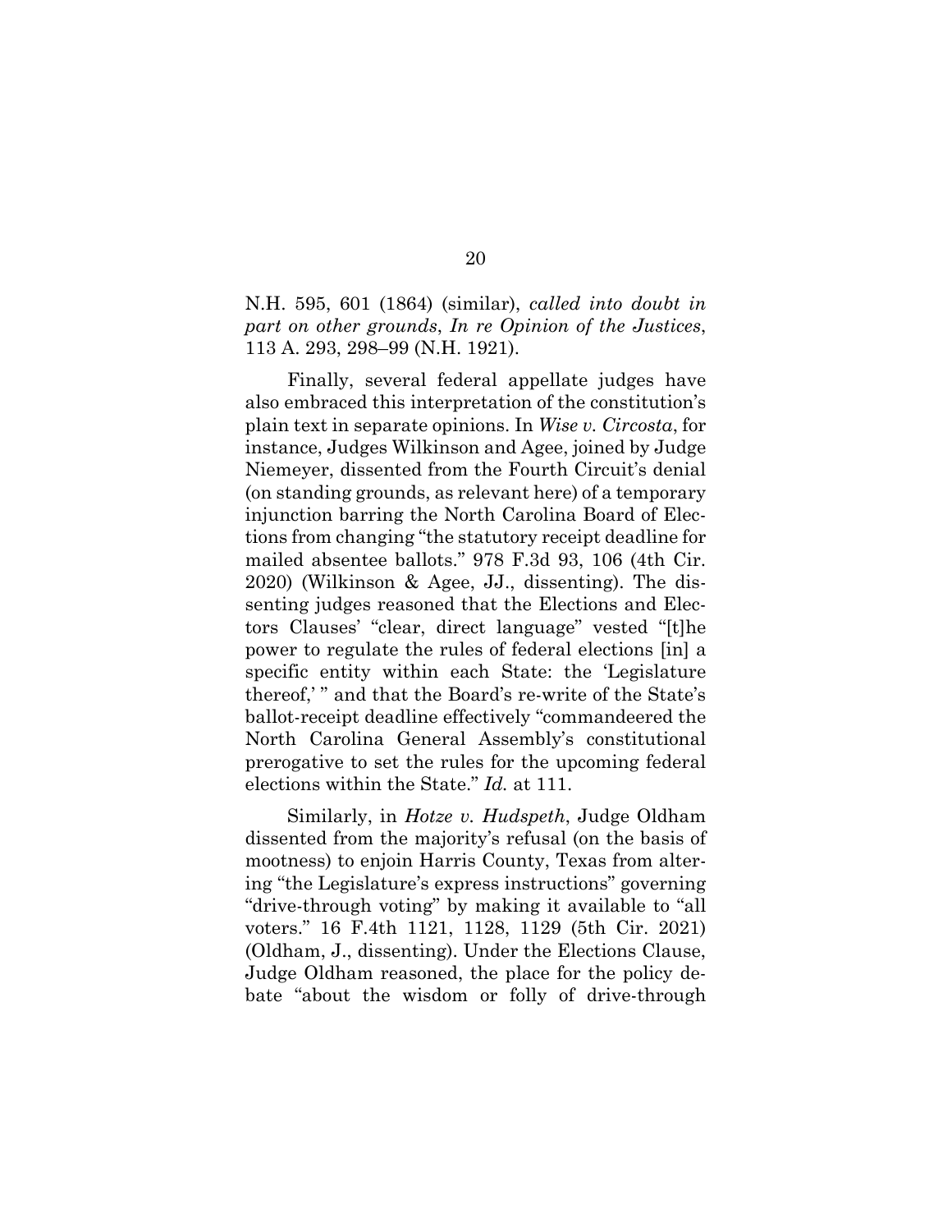N.H. 595, 601 (1864) (similar), *called into doubt in part on other grounds*, *In re Opinion of the Justices*, 113 A. 293, 298–99 (N.H. 1921).

Finally, several federal appellate judges have also embraced this interpretation of the constitution's plain text in separate opinions. In *Wise v. Circosta*, for instance, Judges Wilkinson and Agee, joined by Judge Niemeyer, dissented from the Fourth Circuit's denial (on standing grounds, as relevant here) of a temporary injunction barring the North Carolina Board of Elections from changing "the statutory receipt deadline for mailed absentee ballots." 978 F.3d 93, 106 (4th Cir. 2020) (Wilkinson & Agee, JJ., dissenting). The dissenting judges reasoned that the Elections and Electors Clauses' "clear, direct language" vested "[t]he power to regulate the rules of federal elections [in] a specific entity within each State: the 'Legislature thereof,' " and that the Board's re-write of the State's ballot-receipt deadline effectively "commandeered the North Carolina General Assembly's constitutional prerogative to set the rules for the upcoming federal elections within the State." *Id.* at 111.

Similarly, in *Hotze v. Hudspeth*, Judge Oldham dissented from the majority's refusal (on the basis of mootness) to enjoin Harris County, Texas from altering "the Legislature's express instructions" governing "drive-through voting" by making it available to "all voters." 16 F.4th 1121, 1128, 1129 (5th Cir. 2021) (Oldham, J., dissenting). Under the Elections Clause, Judge Oldham reasoned, the place for the policy debate "about the wisdom or folly of drive-through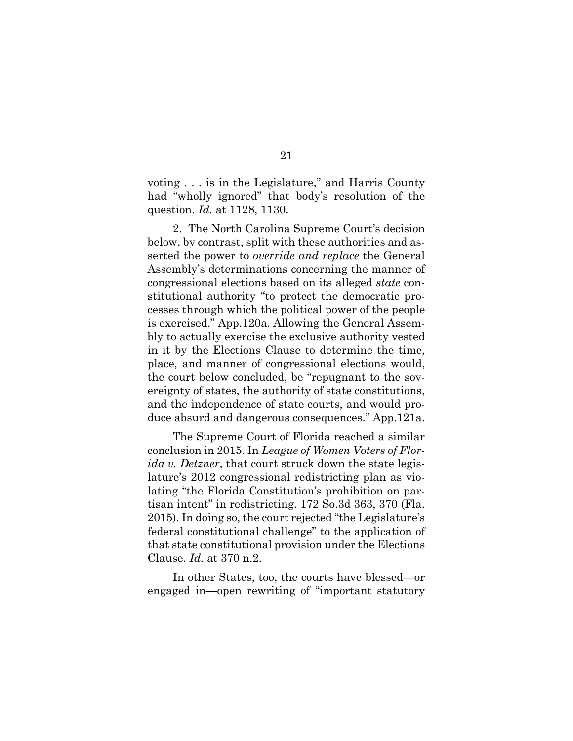voting . . . is in the Legislature," and Harris County had "wholly ignored" that body's resolution of the question. *Id.* at 1128, 1130.

2. The North Carolina Supreme Court's decision below, by contrast, split with these authorities and asserted the power to *override and replace* the General Assembly's determinations concerning the manner of congressional elections based on its alleged *state* constitutional authority "to protect the democratic processes through which the political power of the people is exercised." App.120a. Allowing the General Assembly to actually exercise the exclusive authority vested in it by the Elections Clause to determine the time, place, and manner of congressional elections would, the court below concluded, be "repugnant to the sovereignty of states, the authority of state constitutions, and the independence of state courts, and would produce absurd and dangerous consequences." App.121a.

The Supreme Court of Florida reached a similar conclusion in 2015. In *League of Women Voters of Florida v. Detzner*, that court struck down the state legislature's 2012 congressional redistricting plan as violating "the Florida Constitution's prohibition on partisan intent" in redistricting. 172 So.3d 363, 370 (Fla. 2015). In doing so, the court rejected "the Legislature's federal constitutional challenge" to the application of that state constitutional provision under the Elections Clause. *Id.* at 370 n.2.

In other States, too, the courts have blessed—or engaged in—open rewriting of "important statutory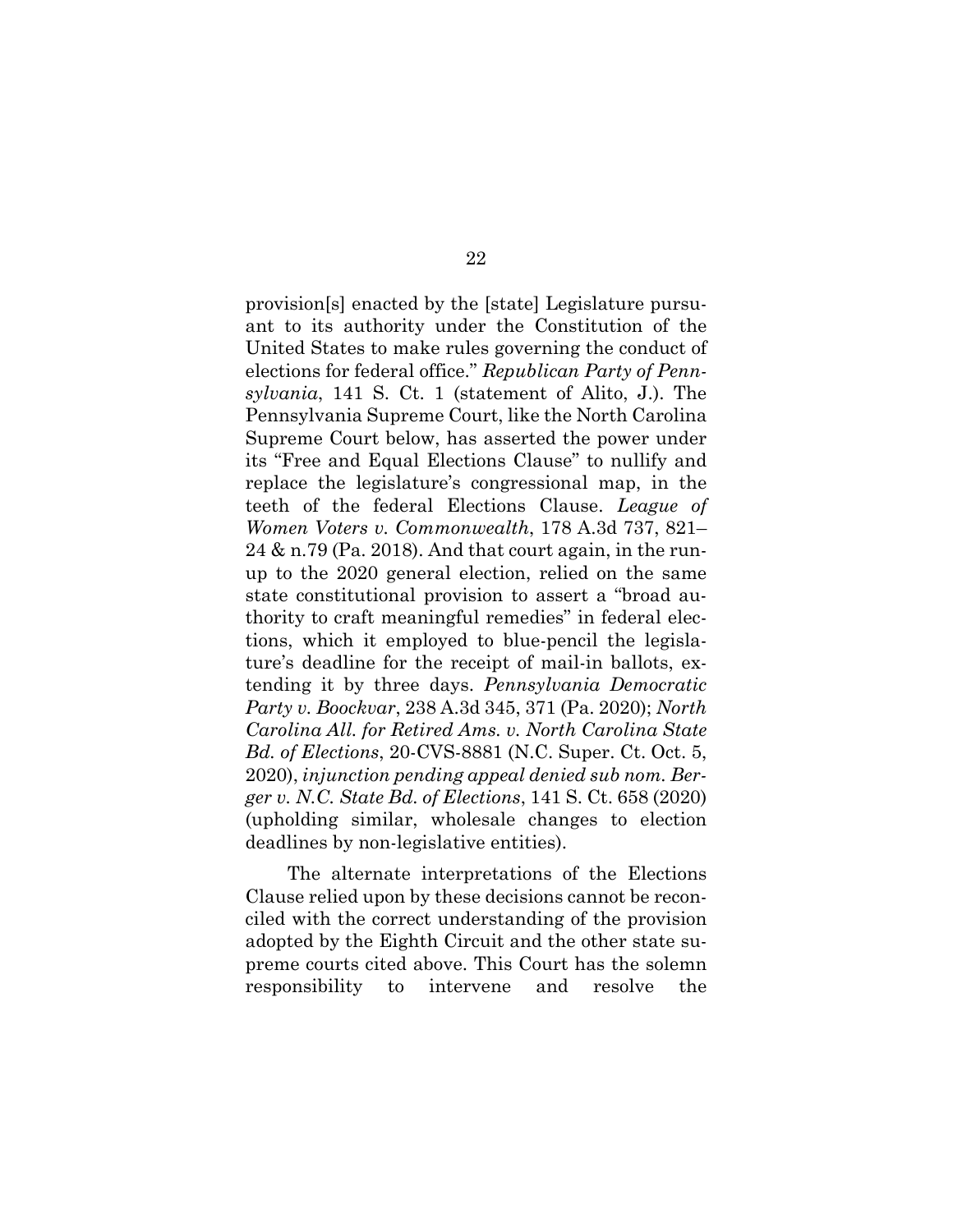provision[s] enacted by the [state] Legislature pursuant to its authority under the Constitution of the United States to make rules governing the conduct of elections for federal office." *Republican Party of Pennsylvania*, 141 S. Ct. 1 (statement of Alito, J.). The Pennsylvania Supreme Court, like the North Carolina Supreme Court below, has asserted the power under its "Free and Equal Elections Clause" to nullify and replace the legislature's congressional map, in the teeth of the federal Elections Clause. *League of Women Voters v. Commonwealth*, 178 A.3d 737, 821–24 & n.79 (Pa. 2018). And that court again, in the run-up to the 2020 general election, relied on the same state constitutional provision to assert a "broad authority to craft meaningful remedies" in federal elections, which it employed to blue-pencil the legislature's deadline for the receipt of mail-in ballots, extending it by three days. *Pennsylvania Democratic Party v. Boockvar*, 238 A.3d 345, 371 (Pa. 2020); *North Carolina All. for Retired Ams. v. North Carolina State Bd. of Elections*, 20-CVS-8881 (N.C. Super. Ct. Oct. 5, 2020), *injunction pending appeal denied sub nom. Berger v. N.C. State Bd. of Elections*, 141 S. Ct. 658 (2020) (upholding similar, wholesale changes to election deadlines by non-legislative entities).

The alternate interpretations of the Elections Clause relied upon by these decisions cannot be reconciled with the correct understanding of the provision adopted by the Eighth Circuit and the other state supreme courts cited above. This Court has the solemn responsibility to intervene and resolve the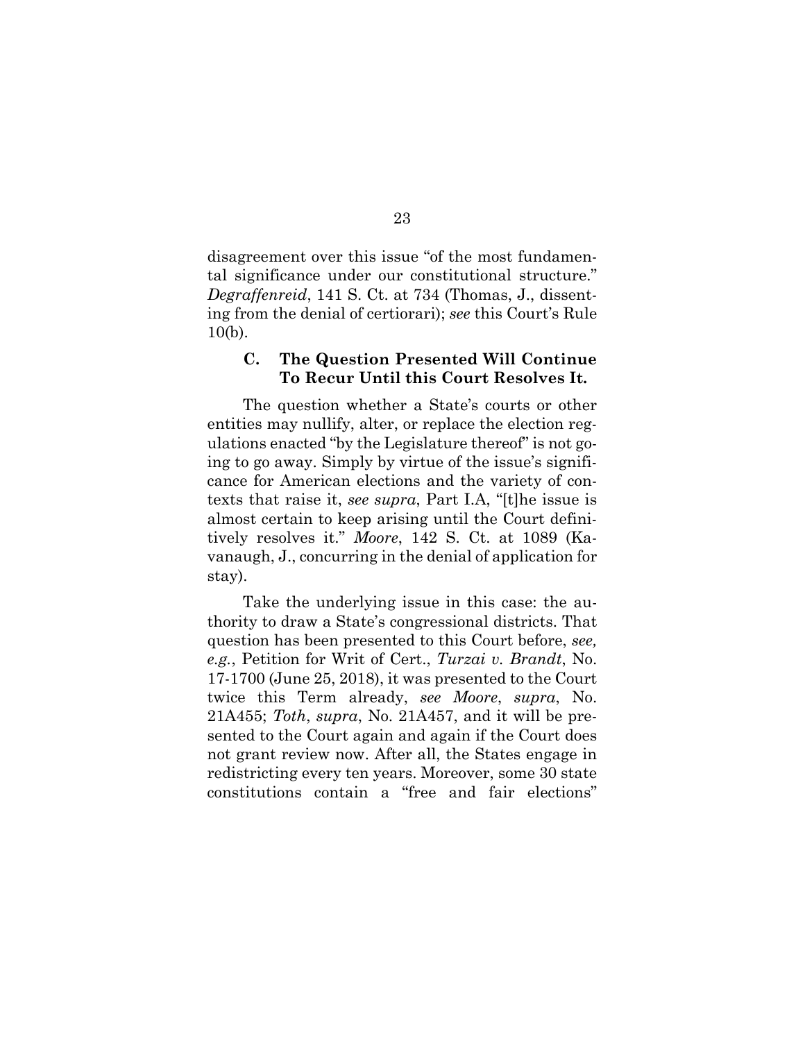disagreement over this issue "of the most fundamental significance under our constitutional structure." *Degraffenreid*, 141 S. Ct. at 734 (Thomas, J., dissenting from the denial of certiorari); *see* this Court's Rule 10(b).

### C. The Question Presented Will Continue To Recur Until this Court Resolves It.

The question whether a State's courts or other entities may nullify, alter, or replace the election regulations enacted "by the Legislature thereof" is not going to go away. Simply by virtue of the issue's significance for American elections and the variety of contexts that raise it, *see supra*, Part I.A, "[t]he issue is almost certain to keep arising until the Court definitively resolves it." *Moore*, 142 S. Ct. at 1089 (Kavanaugh, J., concurring in the denial of application for stay).

Take the underlying issue in this case: the authority to draw a State's congressional districts. That question has been presented to this Court before, *see, e.g.*, Petition for Writ of Cert., *Turzai v. Brandt*, No. 17-1700 (June 25, 2018), it was presented to the Court twice this Term already, *see Moore*, *supra*, No. 21A455; *Toth*, *supra*, No. 21A457, and it will be presented to the Court again and again if the Court does not grant review now. After all, the States engage in redistricting every ten years. Moreover, some 30 state constitutions contain a "free and fair elections"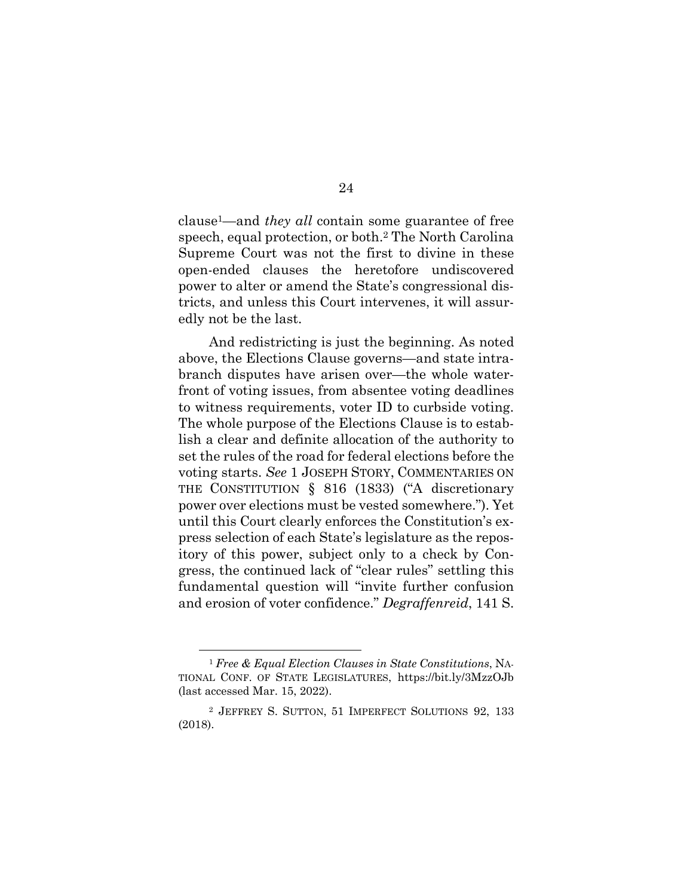clause[1]—and *they all* contain some guarantee of free speech, equal protection, or both.[2] The North Carolina Supreme Court was not the first to divine in these open-ended clauses the heretofore undiscovered power to alter or amend the State's congressional districts, and unless this Court intervenes, it will assuredly not be the last.

And redistricting is just the beginning. As noted above, the Elections Clause governs—and state intrabranch disputes have arisen over—the whole waterfront of voting issues, from absentee voting deadlines to witness requirements, voter ID to curbside voting. The whole purpose of the Elections Clause is to establish a clear and definite allocation of the authority to set the rules of the road for federal elections before the voting starts. *See* 1 JOSEPH STORY, COMMENTARIES ON THE CONSTITUTION § 816 (1833) ("A discretionary power over elections must be vested somewhere."). Yet until this Court clearly enforces the Constitution's express selection of each State's legislature as the repository of this power, subject only to a check by Congress, the continued lack of "clear rules" settling this fundamental question will "invite further confusion and erosion of voter confidence." *Degraffenreid*, 141 S.

[1] *Free & Equal Election Clauses in State Constitutions*, NATIONAL CONF. OF STATE LEGISLATURES, https://bit.ly/3MzzOJb (last accessed Mar. 15, 2022).

[2] JEFFREY S. SUTTON, 51 IMPERFECT SOLUTIONS 92, 133 (2018).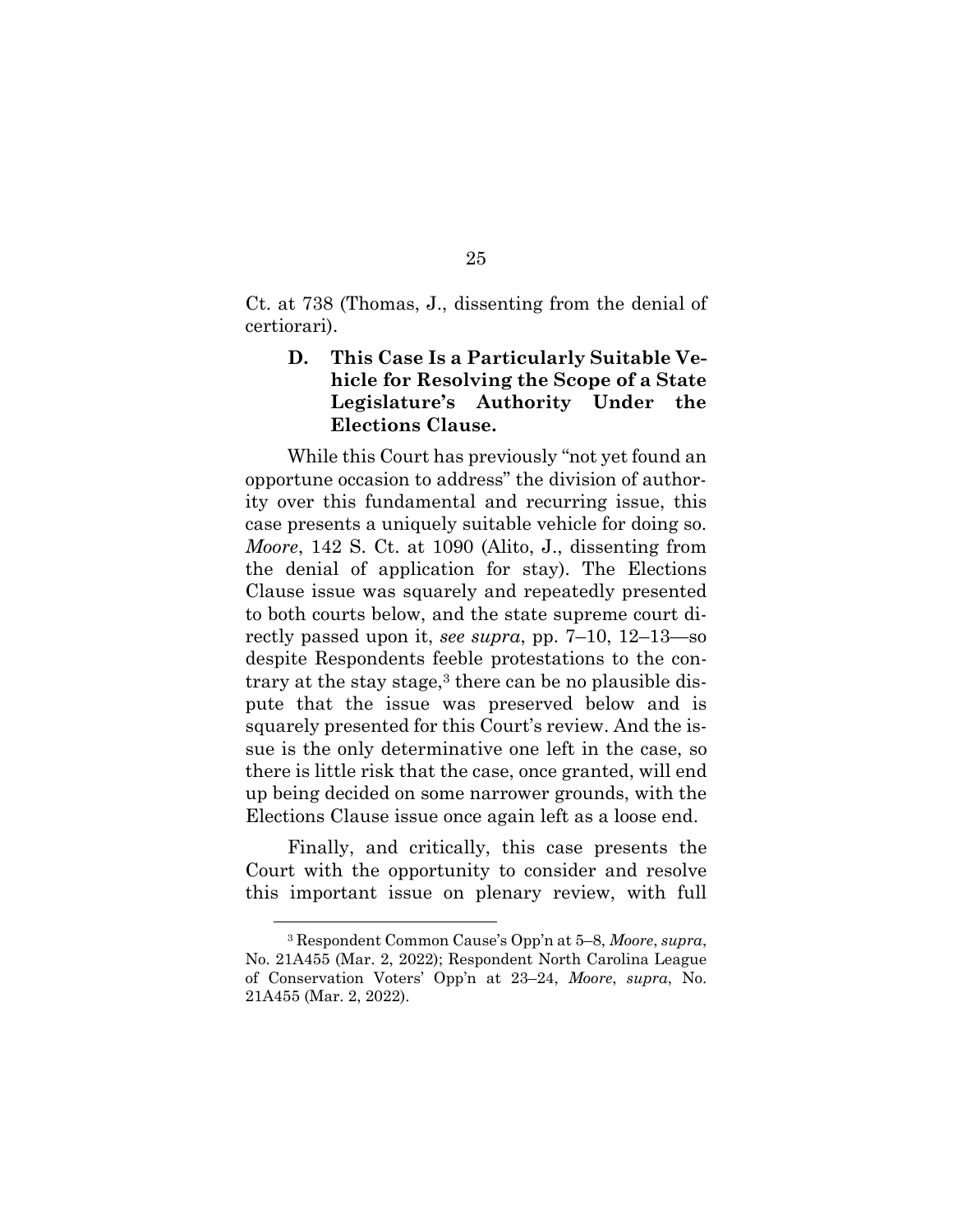Ct. at 738 (Thomas, J., dissenting from the denial of certiorari).

### D. This Case Is a Particularly Suitable Vehicle for Resolving the Scope of a State Legislature's Authority Under the Elections Clause.

While this Court has previously "not yet found an opportune occasion to address" the division of authority over this fundamental and recurring issue, this case presents a uniquely suitable vehicle for doing so. *Moore*, 142 S. Ct. at 1090 (Alito, J., dissenting from the denial of application for stay). The Elections Clause issue was squarely and repeatedly presented to both courts below, and the state supreme court directly passed upon it, *see supra*, pp. 7–10, 12–13—so despite Respondents feeble protestations to the contrary at the stay stage,[3] there can be no plausible dispute that the issue was preserved below and is squarely presented for this Court's review. And the issue is the only determinative one left in the case, so there is little risk that the case, once granted, will end up being decided on some narrower grounds, with the Elections Clause issue once again left as a loose end.

Finally, and critically, this case presents the Court with the opportunity to consider and resolve this important issue on plenary review, with full

[3] Respondent Common Cause's Opp'n at 5–8, *Moore*, *supra*, No. 21A455 (Mar. 2, 2022); Respondent North Carolina League of Conservation Voters' Opp'n at 23–24, *Moore*, *supra*, No. 21A455 (Mar. 2, 2022).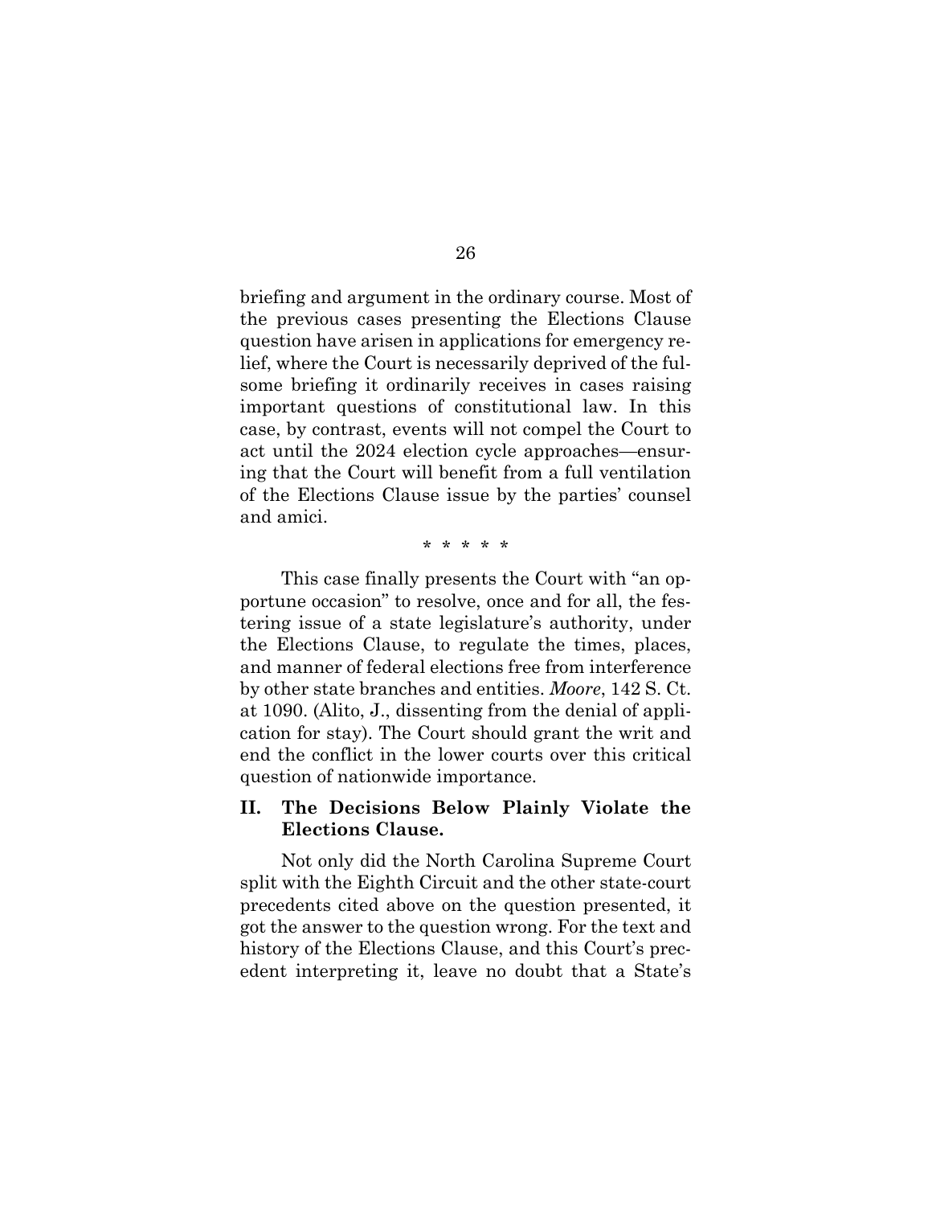briefing and argument in the ordinary course. Most of the previous cases presenting the Elections Clause question have arisen in applications for emergency relief, where the Court is necessarily deprived of the fulsome briefing it ordinarily receives in cases raising important questions of constitutional law. In this case, by contrast, events will not compel the Court to act until the 2024 election cycle approaches—ensuring that the Court will benefit from a full ventilation of the Elections Clause issue by the parties' counsel and amici.

\* \* \* \* \*

This case finally presents the Court with "an opportune occasion" to resolve, once and for all, the festering issue of a state legislature's authority, under the Elections Clause, to regulate the times, places, and manner of federal elections free from interference by other state branches and entities. *Moore*, 142 S. Ct. at 1090. (Alito, J., dissenting from the denial of application for stay). The Court should grant the writ and end the conflict in the lower courts over this critical question of nationwide importance.

## II. The Decisions Below Plainly Violate the Elections Clause.

Not only did the North Carolina Supreme Court split with the Eighth Circuit and the other state-court precedents cited above on the question presented, it got the answer to the question wrong. For the text and history of the Elections Clause, and this Court's precedent interpreting it, leave no doubt that a State's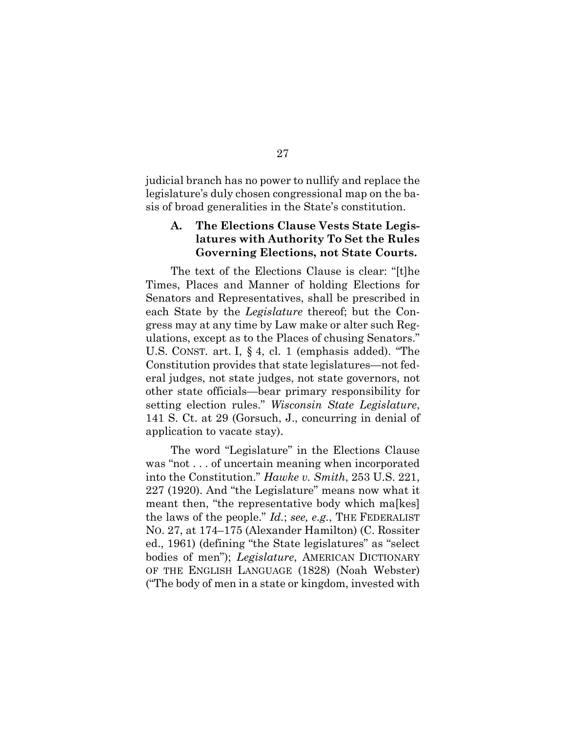judicial branch has no power to nullify and replace the legislature's duly chosen congressional map on the basis of broad generalities in the State's constitution.

### A. The Elections Clause Vests State Legislatures with Authority To Set the Rules Governing Elections, not State Courts.

The text of the Elections Clause is clear: "[t]he Times, Places and Manner of holding Elections for Senators and Representatives, shall be prescribed in each State by the *Legislature* thereof; but the Congress may at any time by Law make or alter such Regulations, except as to the Places of chusing Senators." U.S. CONST. art. I, § 4, cl. 1 (emphasis added). "The Constitution provides that state legislatures—not federal judges, not state judges, not state governors, not other state officials—bear primary responsibility for setting election rules." *Wisconsin State Legislature*, 141 S. Ct. at 29 (Gorsuch, J., concurring in denial of application to vacate stay).

The word "Legislature" in the Elections Clause was "not . . . of uncertain meaning when incorporated into the Constitution." *Hawke v. Smith*, 253 U.S. 221, 227 (1920). And "the Legislature" means now what it meant then, "the representative body which ma[kes] the laws of the people." *Id.*; *see, e.g.*, THE FEDERALIST NO. 27, at 174–175 (Alexander Hamilton) (C. Rossiter ed., 1961) (defining "the State legislatures" as "select bodies of men"); *Legislature*, AMERICAN DICTIONARY OF THE ENGLISH LANGUAGE (1828) (Noah Webster) ("The body of men in a state or kingdom, invested with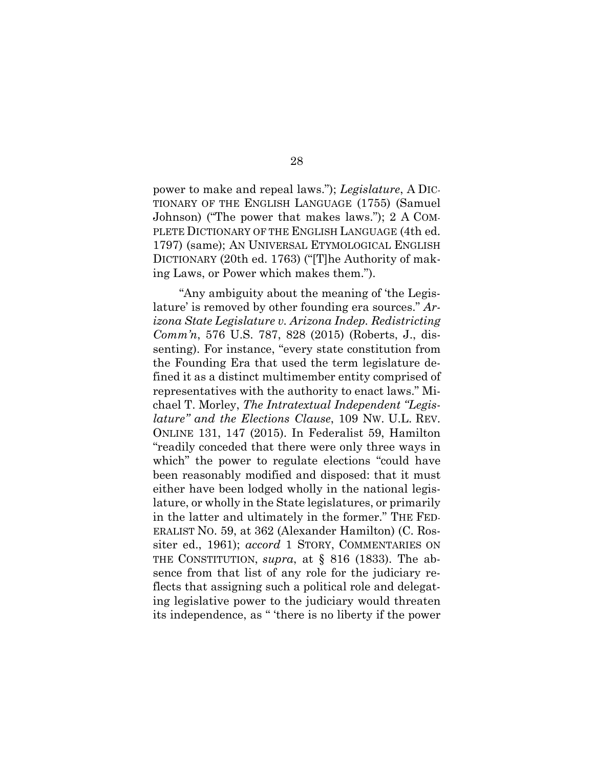power to make and repeal laws."); *Legislature*, A DICTIONARY OF THE ENGLISH LANGUAGE (1755) (Samuel Johnson) ("The power that makes laws."); 2 A COMPLETE DICTIONARY OF THE ENGLISH LANGUAGE (4th ed. 1797) (same); AN UNIVERSAL ETYMOLOGICAL ENGLISH DICTIONARY (20th ed. 1763) ("[T]he Authority of making Laws, or Power which makes them.").

"Any ambiguity about the meaning of 'the Legislature' is removed by other founding era sources." *Arizona State Legislature v. Arizona Indep. Redistricting Comm'n*, 576 U.S. 787, 828 (2015) (Roberts, J., dissenting). For instance, "every state constitution from the Founding Era that used the term legislature defined it as a distinct multimember entity comprised of representatives with the authority to enact laws." Michael T. Morley, *The Intratextual Independent "Legislature" and the Elections Clause*, 109 NW. U.L. REV. ONLINE 131, 147 (2015). In Federalist 59, Hamilton "readily conceded that there were only three ways in which" the power to regulate elections "could have been reasonably modified and disposed: that it must either have been lodged wholly in the national legislature, or wholly in the State legislatures, or primarily in the latter and ultimately in the former." THE FEDERALIST NO. 59, at 362 (Alexander Hamilton) (C. Rossiter ed., 1961); *accord* 1 STORY, COMMENTARIES ON THE CONSTITUTION, *supra*, at § 816 (1833). The absence from that list of any role for the judiciary reflects that assigning such a political role and delegating legislative power to the judiciary would threaten its independence, as " 'there is no liberty if the power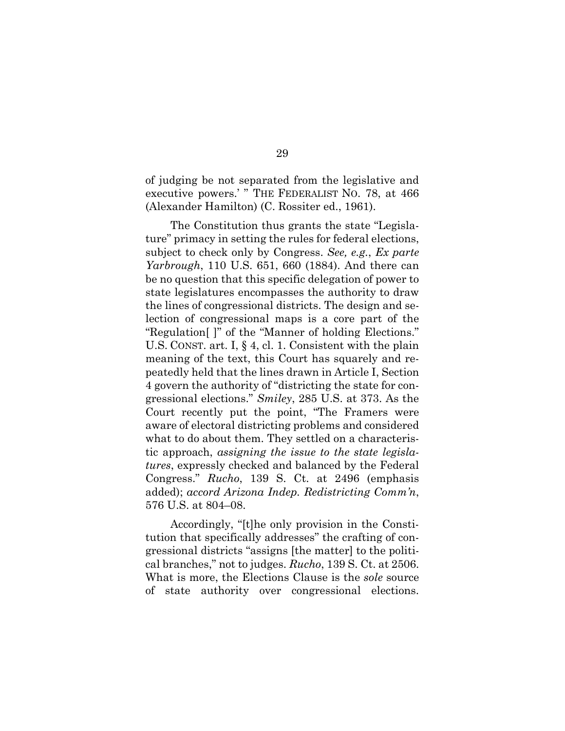of judging be not separated from the legislative and executive powers.' " THE FEDERALIST NO. 78, at 466 (Alexander Hamilton) (C. Rossiter ed., 1961).

The Constitution thus grants the state "Legislature" primacy in setting the rules for federal elections, subject to check only by Congress. *See, e.g.*, *Ex parte Yarbrough*, 110 U.S. 651, 660 (1884). And there can be no question that this specific delegation of power to state legislatures encompasses the authority to draw the lines of congressional districts. The design and selection of congressional maps is a core part of the "Regulation[ ]" of the "Manner of holding Elections." U.S. CONST. art. I, § 4, cl. 1. Consistent with the plain meaning of the text, this Court has squarely and repeatedly held that the lines drawn in Article I, Section 4 govern the authority of "districting the state for congressional elections." *Smiley*, 285 U.S. at 373. As the Court recently put the point, "The Framers were aware of electoral districting problems and considered what to do about them. They settled on a characteristic approach, *assigning the issue to the state legislatures*, expressly checked and balanced by the Federal Congress." *Rucho*, 139 S. Ct. at 2496 (emphasis added); *accord Arizona Indep. Redistricting Comm'n*, 576 U.S. at 804–08.

Accordingly, "[t]he only provision in the Constitution that specifically addresses" the crafting of congressional districts "assigns [the matter] to the political branches," not to judges. *Rucho*, 139 S. Ct. at 2506. What is more, the Elections Clause is the *sole* source of state authority over congressional elections.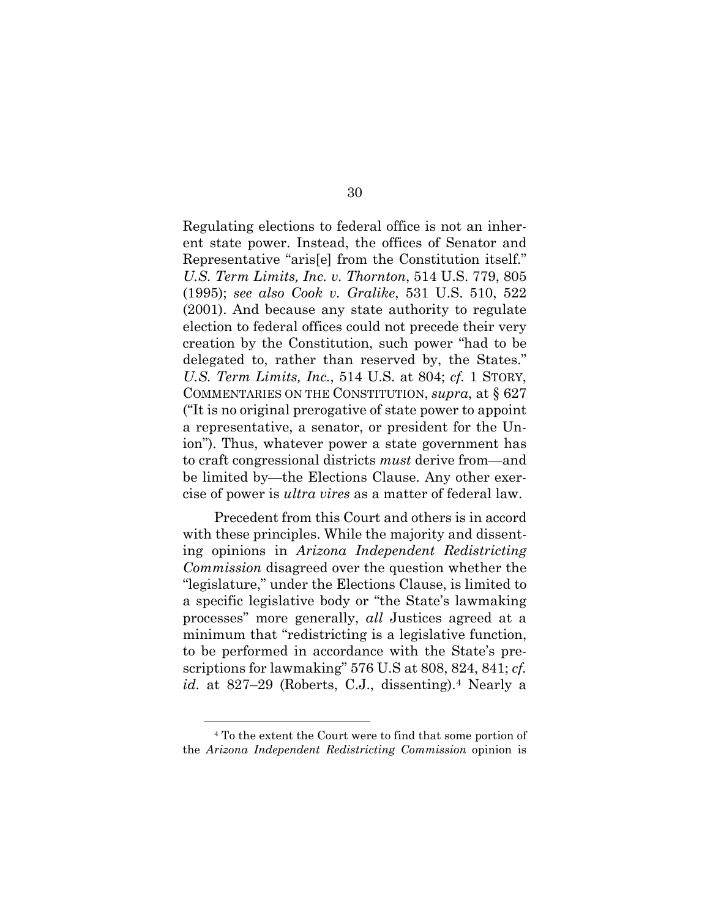Regulating elections to federal office is not an inherent state power. Instead, the offices of Senator and Representative "aris[e] from the Constitution itself." *U.S. Term Limits, Inc. v. Thornton*, 514 U.S. 779, 805 (1995); *see also Cook v. Gralike*, 531 U.S. 510, 522 (2001). And because any state authority to regulate election to federal offices could not precede their very creation by the Constitution, such power "had to be delegated to, rather than reserved by, the States." *U.S. Term Limits, Inc.*, 514 U.S. at 804; *cf.* 1 STORY, COMMENTARIES ON THE CONSTITUTION, *supra*, at § 627 ("It is no original prerogative of state power to appoint a representative, a senator, or president for the Union"). Thus, whatever power a state government has to craft congressional districts *must* derive from—and be limited by—the Elections Clause. Any other exercise of power is *ultra vires* as a matter of federal law.

Precedent from this Court and others is in accord with these principles. While the majority and dissenting opinions in *Arizona Independent Redistricting Commission* disagreed over the question whether the "legislature," under the Elections Clause, is limited to a specific legislative body or "the State's lawmaking processes" more generally, *all* Justices agreed at a minimum that "redistricting is a legislative function, to be performed in accordance with the State's prescriptions for lawmaking" 576 U.S at 808, 824, 841; *cf. id.* at 827–29 (Roberts, C.J., dissenting).[4] Nearly a

[4] To the extent the Court were to find that some portion of the *Arizona Independent Redistricting Commission* opinion is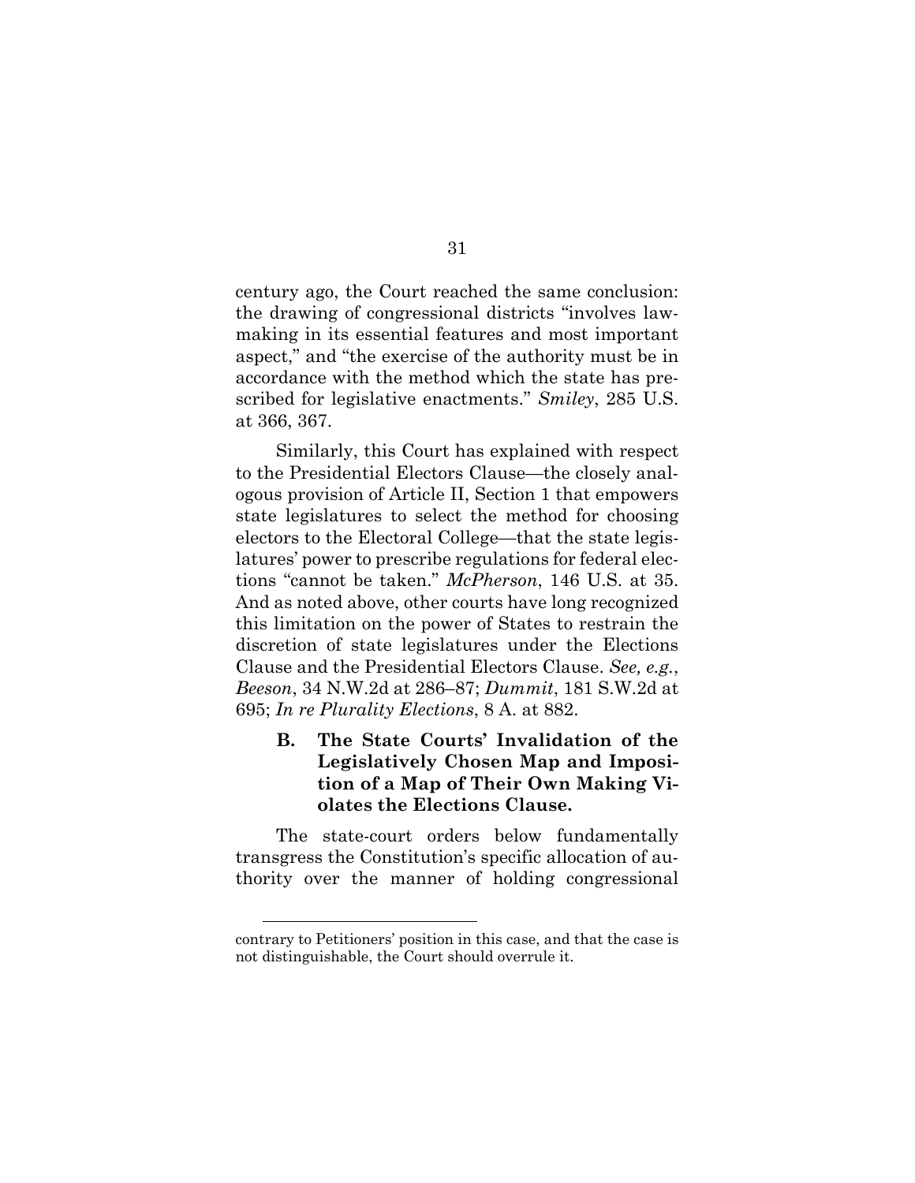century ago, the Court reached the same conclusion: the drawing of congressional districts "involves lawmaking in its essential features and most important aspect," and "the exercise of the authority must be in accordance with the method which the state has prescribed for legislative enactments." *Smiley*, 285 U.S. at 366, 367.

Similarly, this Court has explained with respect to the Presidential Electors Clause—the closely analogous provision of Article II, Section 1 that empowers state legislatures to select the method for choosing electors to the Electoral College—that the state legislatures' power to prescribe regulations for federal elections "cannot be taken." *McPherson*, 146 U.S. at 35. And as noted above, other courts have long recognized this limitation on the power of States to restrain the discretion of state legislatures under the Elections Clause and the Presidential Electors Clause. *See, e.g.*, *Beeson*, 34 N.W.2d at 286–87; *Dummit*, 181 S.W.2d at 695; *In re Plurality Elections*, 8 A. at 882.

### B. The State Courts' Invalidation of the Legislatively Chosen Map and Imposition of a Map of Their Own Making Violates the Elections Clause.

The state-court orders below fundamentally transgress the Constitution's specific allocation of authority over the manner of holding congressional

---

contrary to Petitioners' position in this case, and that the case is not distinguishable, the Court should overrule it.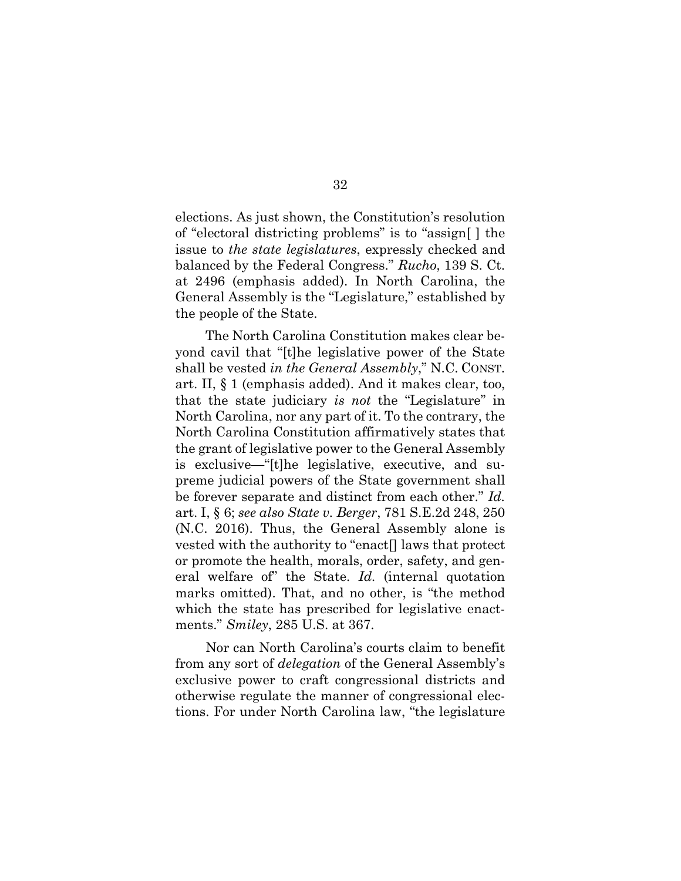elections. As just shown, the Constitution's resolution of "electoral districting problems" is to "assign[ ] the issue to *the state legislatures*, expressly checked and balanced by the Federal Congress." *Rucho*, 139 S. Ct. at 2496 (emphasis added). In North Carolina, the General Assembly is the "Legislature," established by the people of the State.

The North Carolina Constitution makes clear beyond cavil that "[t]he legislative power of the State shall be vested *in the General Assembly*," N.C. CONST. art. II, § 1 (emphasis added). And it makes clear, too, that the state judiciary *is not* the "Legislature" in North Carolina, nor any part of it. To the contrary, the North Carolina Constitution affirmatively states that the grant of legislative power to the General Assembly is exclusive—"[t]he legislative, executive, and supreme judicial powers of the State government shall be forever separate and distinct from each other." *Id.* art. I, § 6; *see also State v. Berger*, 781 S.E.2d 248, 250 (N.C. 2016). Thus, the General Assembly alone is vested with the authority to "enact[] laws that protect or promote the health, morals, order, safety, and general welfare of" the State. *Id.* (internal quotation marks omitted). That, and no other, is "the method which the state has prescribed for legislative enactments." *Smiley*, 285 U.S. at 367.

Nor can North Carolina's courts claim to benefit from any sort of *delegation* of the General Assembly's exclusive power to craft congressional districts and otherwise regulate the manner of congressional elections. For under North Carolina law, "the legislature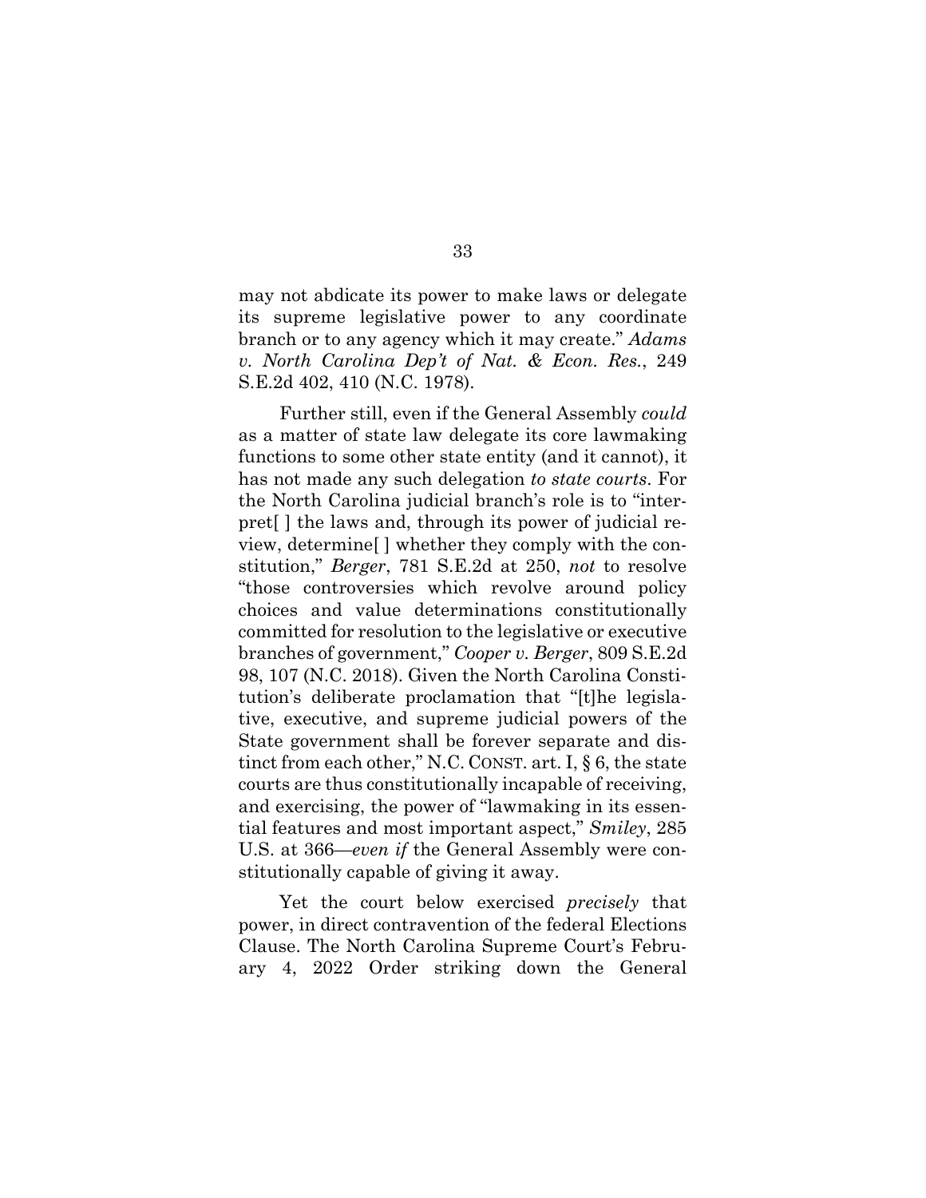may not abdicate its power to make laws or delegate its supreme legislative power to any coordinate branch or to any agency which it may create." *Adams v. North Carolina Dep't of Nat. & Econ. Res.*, 249 S.E.2d 402, 410 (N.C. 1978).

Further still, even if the General Assembly *could* as a matter of state law delegate its core lawmaking functions to some other state entity (and it cannot), it has not made any such delegation *to state courts*. For the North Carolina judicial branch's role is to "interpret[ ] the laws and, through its power of judicial review, determine[ ] whether they comply with the constitution," *Berger*, 781 S.E.2d at 250, *not* to resolve "those controversies which revolve around policy choices and value determinations constitutionally committed for resolution to the legislative or executive branches of government," *Cooper v. Berger*, 809 S.E.2d 98, 107 (N.C. 2018). Given the North Carolina Constitution's deliberate proclamation that "[t]he legislative, executive, and supreme judicial powers of the State government shall be forever separate and distinct from each other," N.C. CONST. art. I, § 6, the state courts are thus constitutionally incapable of receiving, and exercising, the power of "lawmaking in its essential features and most important aspect," *Smiley*, 285 U.S. at 366—*even if* the General Assembly were constitutionally capable of giving it away.

Yet the court below exercised *precisely* that power, in direct contravention of the federal Elections Clause. The North Carolina Supreme Court's February 4, 2022 Order striking down the General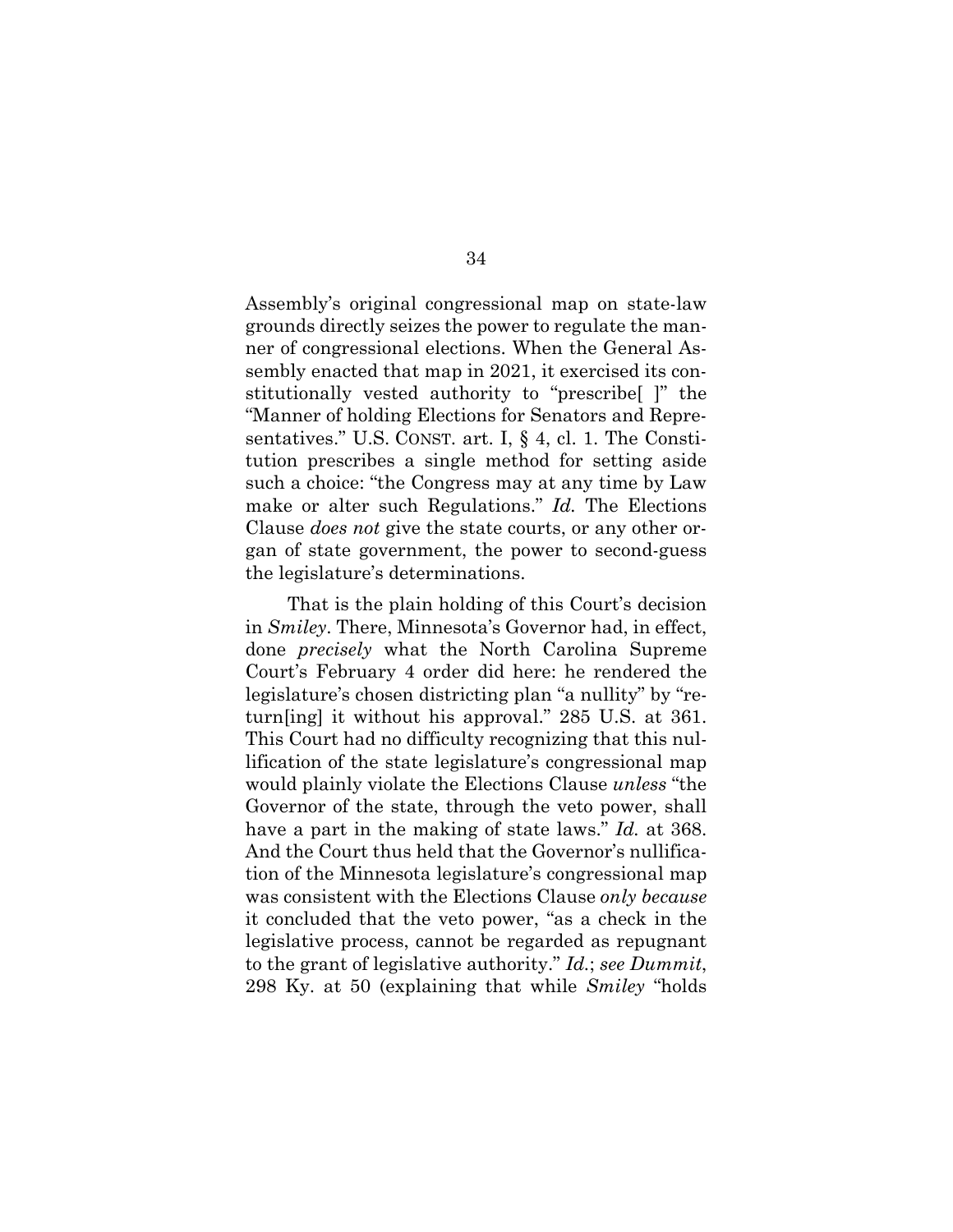Assembly's original congressional map on state-law grounds directly seizes the power to regulate the manner of congressional elections. When the General Assembly enacted that map in 2021, it exercised its constitutionally vested authority to "prescribe[ ]" the "Manner of holding Elections for Senators and Representatives." U.S. CONST. art. I, § 4, cl. 1. The Constitution prescribes a single method for setting aside such a choice: "the Congress may at any time by Law make or alter such Regulations." *Id.* The Elections Clause *does not* give the state courts, or any other organ of state government, the power to second-guess the legislature's determinations.

That is the plain holding of this Court's decision in *Smiley*. There, Minnesota's Governor had, in effect, done *precisely* what the North Carolina Supreme Court's February 4 order did here: he rendered the legislature's chosen districting plan "a nullity" by "return[ing] it without his approval." 285 U.S. at 361. This Court had no difficulty recognizing that this nullification of the state legislature's congressional map would plainly violate the Elections Clause *unless* "the Governor of the state, through the veto power, shall have a part in the making of state laws." *Id.* at 368. And the Court thus held that the Governor's nullification of the Minnesota legislature's congressional map was consistent with the Elections Clause *only because* it concluded that the veto power, "as a check in the legislative process, cannot be regarded as repugnant to the grant of legislative authority." *Id.*; *see Dummit*, 298 Ky. at 50 (explaining that while *Smiley* "holds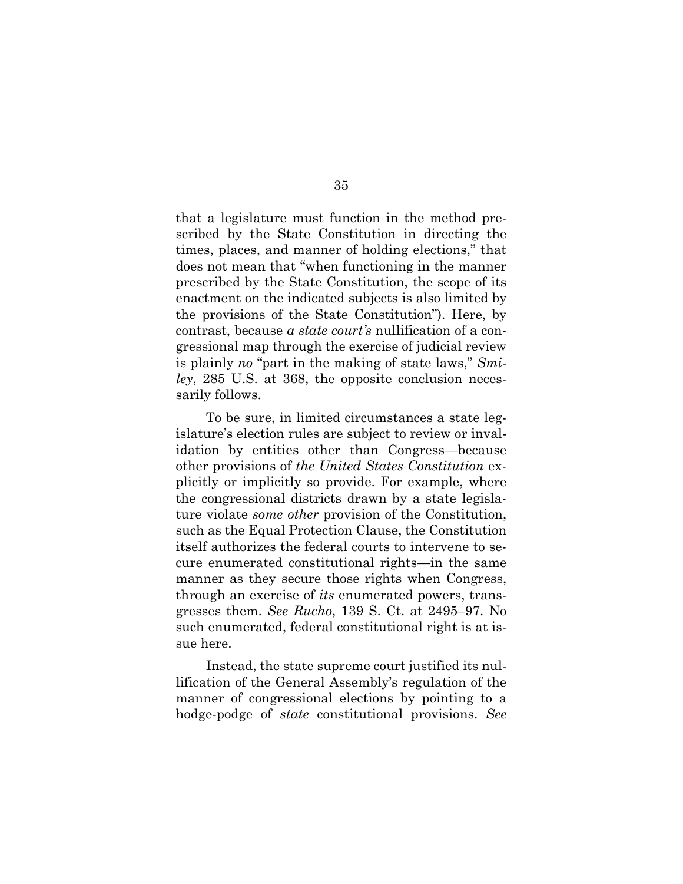that a legislature must function in the method prescribed by the State Constitution in directing the times, places, and manner of holding elections," that does not mean that "when functioning in the manner prescribed by the State Constitution, the scope of its enactment on the indicated subjects is also limited by the provisions of the State Constitution"). Here, by contrast, because *a state court's* nullification of a congressional map through the exercise of judicial review is plainly *no* "part in the making of state laws," *Smiley*, 285 U.S. at 368, the opposite conclusion necessarily follows.

To be sure, in limited circumstances a state legislature's election rules are subject to review or invalidation by entities other than Congress—because other provisions of *the United States Constitution* explicitly or implicitly so provide. For example, where the congressional districts drawn by a state legislature violate *some other* provision of the Constitution, such as the Equal Protection Clause, the Constitution itself authorizes the federal courts to intervene to secure enumerated constitutional rights—in the same manner as they secure those rights when Congress, through an exercise of *its* enumerated powers, transgresses them. *See Rucho*, 139 S. Ct. at 2495–97. No such enumerated, federal constitutional right is at issue here.

Instead, the state supreme court justified its nullification of the General Assembly's regulation of the manner of congressional elections by pointing to a hodge-podge of *state* constitutional provisions. *See*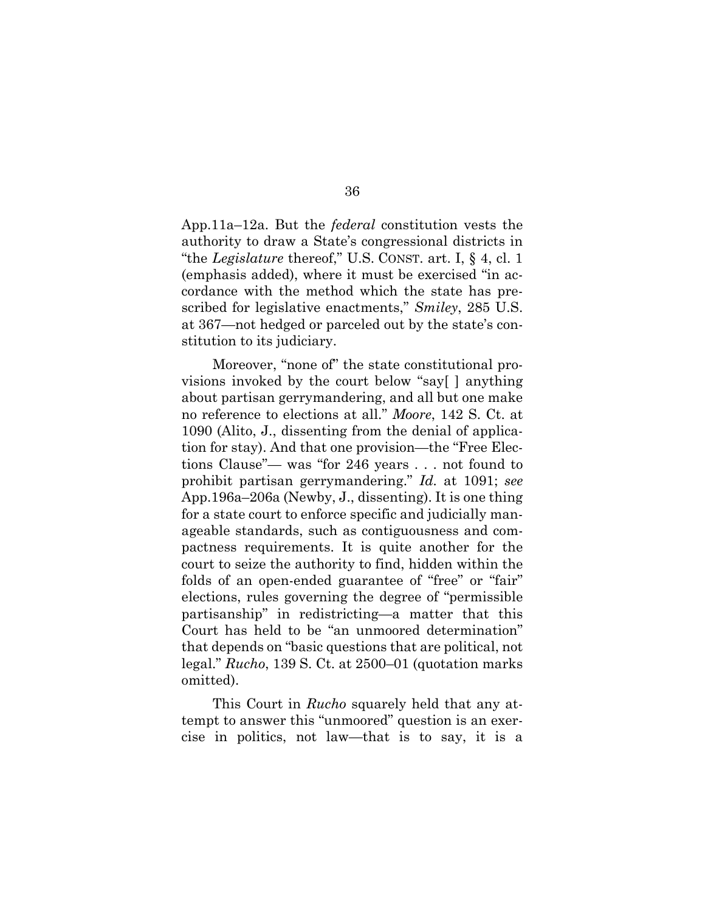App.11a–12a. But the *federal* constitution vests the authority to draw a State's congressional districts in "the *Legislature* thereof," U.S. CONST. art. I, § 4, cl. 1 (emphasis added), where it must be exercised "in accordance with the method which the state has prescribed for legislative enactments," *Smiley*, 285 U.S. at 367—not hedged or parceled out by the state's constitution to its judiciary.

Moreover, "none of" the state constitutional provisions invoked by the court below "say[ ] anything about partisan gerrymandering, and all but one make no reference to elections at all." *Moore*, 142 S. Ct. at 1090 (Alito, J., dissenting from the denial of application for stay). And that one provision—the "Free Elections Clause"— was "for 246 years . . . not found to prohibit partisan gerrymandering." *Id.* at 1091; *see* App.196a–206a (Newby, J., dissenting). It is one thing for a state court to enforce specific and judicially manageable standards, such as contiguousness and compactness requirements. It is quite another for the court to seize the authority to find, hidden within the folds of an open-ended guarantee of "free" or "fair" elections, rules governing the degree of "permissible partisanship" in redistricting—a matter that this Court has held to be "an unmoored determination" that depends on "basic questions that are political, not legal." *Rucho*, 139 S. Ct. at 2500–01 (quotation marks omitted).

This Court in *Rucho* squarely held that any attempt to answer this "unmoored" question is an exercise in politics, not law—that is to say, it is a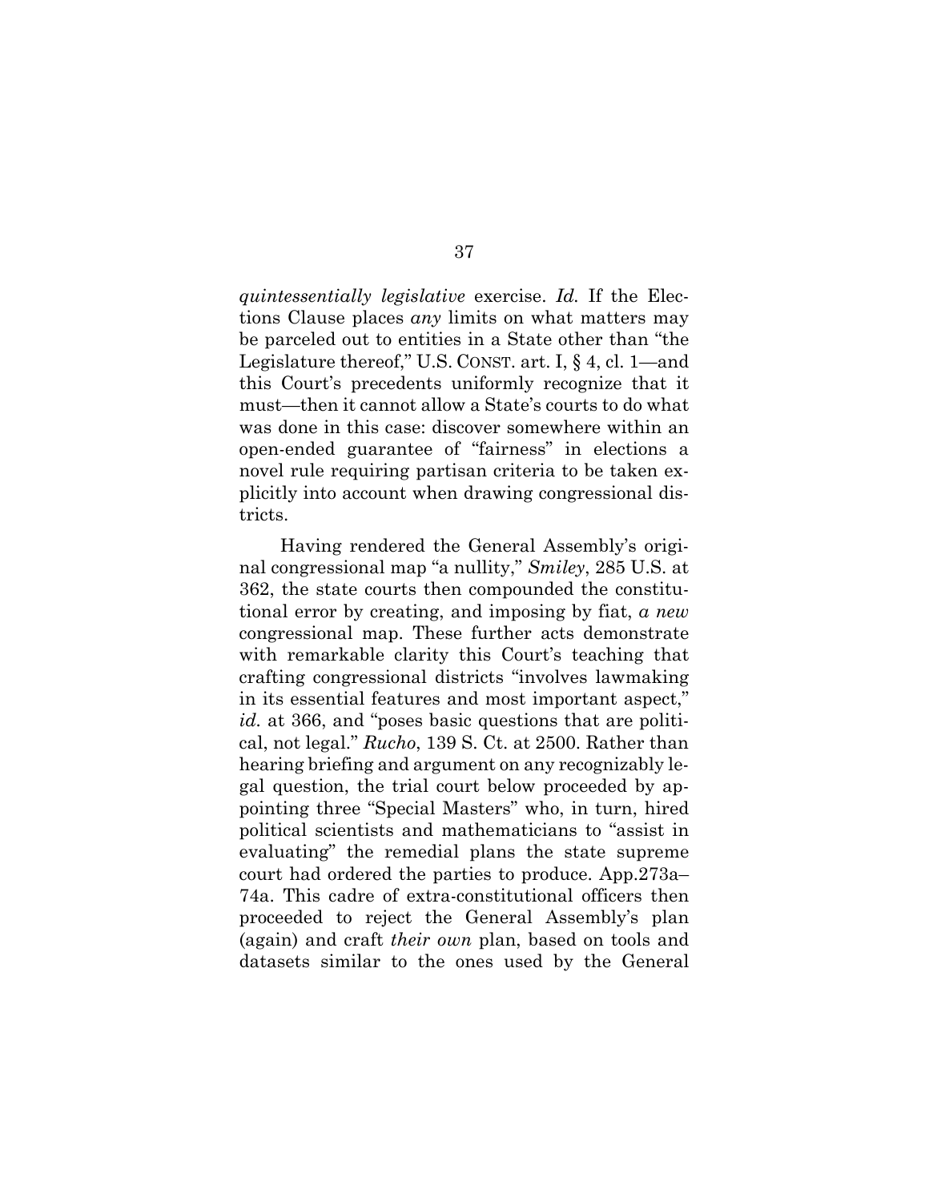*quintessentially legislative* exercise. *Id.* If the Elections Clause places *any* limits on what matters may be parceled out to entities in a State other than "the Legislature thereof," U.S. CONST. art. I, § 4, cl. 1—and this Court's precedents uniformly recognize that it must—then it cannot allow a State's courts to do what was done in this case: discover somewhere within an open-ended guarantee of "fairness" in elections a novel rule requiring partisan criteria to be taken explicitly into account when drawing congressional districts.

Having rendered the General Assembly's original congressional map "a nullity," *Smiley*, 285 U.S. at 362, the state courts then compounded the constitutional error by creating, and imposing by fiat, *a new* congressional map. These further acts demonstrate with remarkable clarity this Court's teaching that crafting congressional districts "involves lawmaking in its essential features and most important aspect," *id.* at 366, and "poses basic questions that are political, not legal." *Rucho*, 139 S. Ct. at 2500. Rather than hearing briefing and argument on any recognizably legal question, the trial court below proceeded by appointing three "Special Masters" who, in turn, hired political scientists and mathematicians to "assist in evaluating" the remedial plans the state supreme court had ordered the parties to produce. App.273a–74a. This cadre of extra-constitutional officers then proceeded to reject the General Assembly's plan (again) and craft *their own* plan, based on tools and datasets similar to the ones used by the General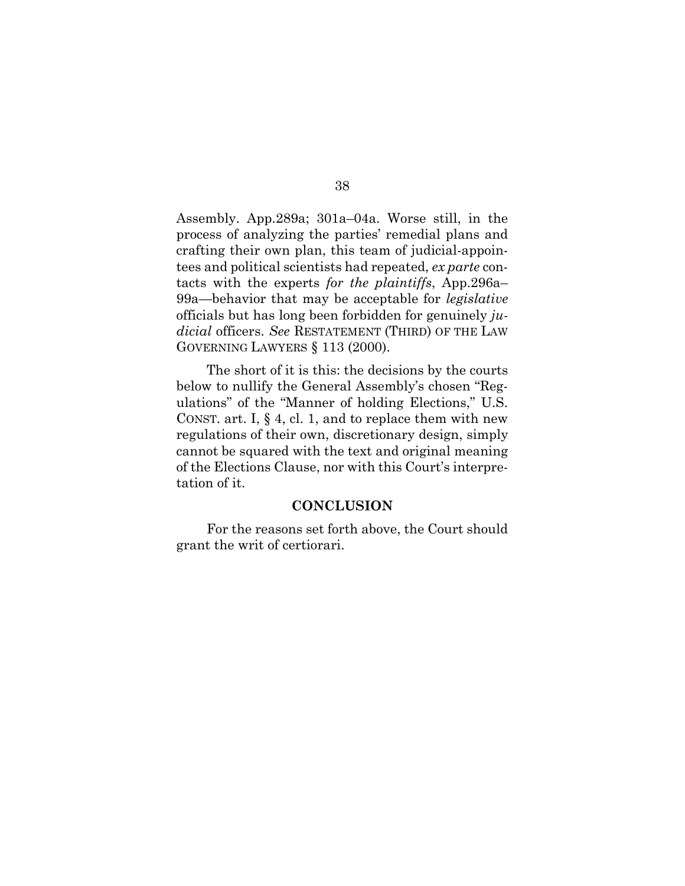Assembly. App.289a; 301a–04a. Worse still, in the process of analyzing the parties' remedial plans and crafting their own plan, this team of judicial-appointees and political scientists had repeated, *ex parte* contacts with the experts *for the plaintiffs*, App.296a–99a—behavior that may be acceptable for *legislative* officials but has long been forbidden for genuinely *judicial* officers. *See* RESTATEMENT (THIRD) OF THE LAW GOVERNING LAWYERS § 113 (2000).

The short of it is this: the decisions by the courts below to nullify the General Assembly's chosen "Regulations" of the "Manner of holding Elections," U.S. CONST. art. I, § 4, cl. 1, and to replace them with new regulations of their own, discretionary design, simply cannot be squared with the text and original meaning of the Elections Clause, nor with this Court's interpretation of it.

## CONCLUSION

For the reasons set forth above, the Court should grant the writ of certiorari.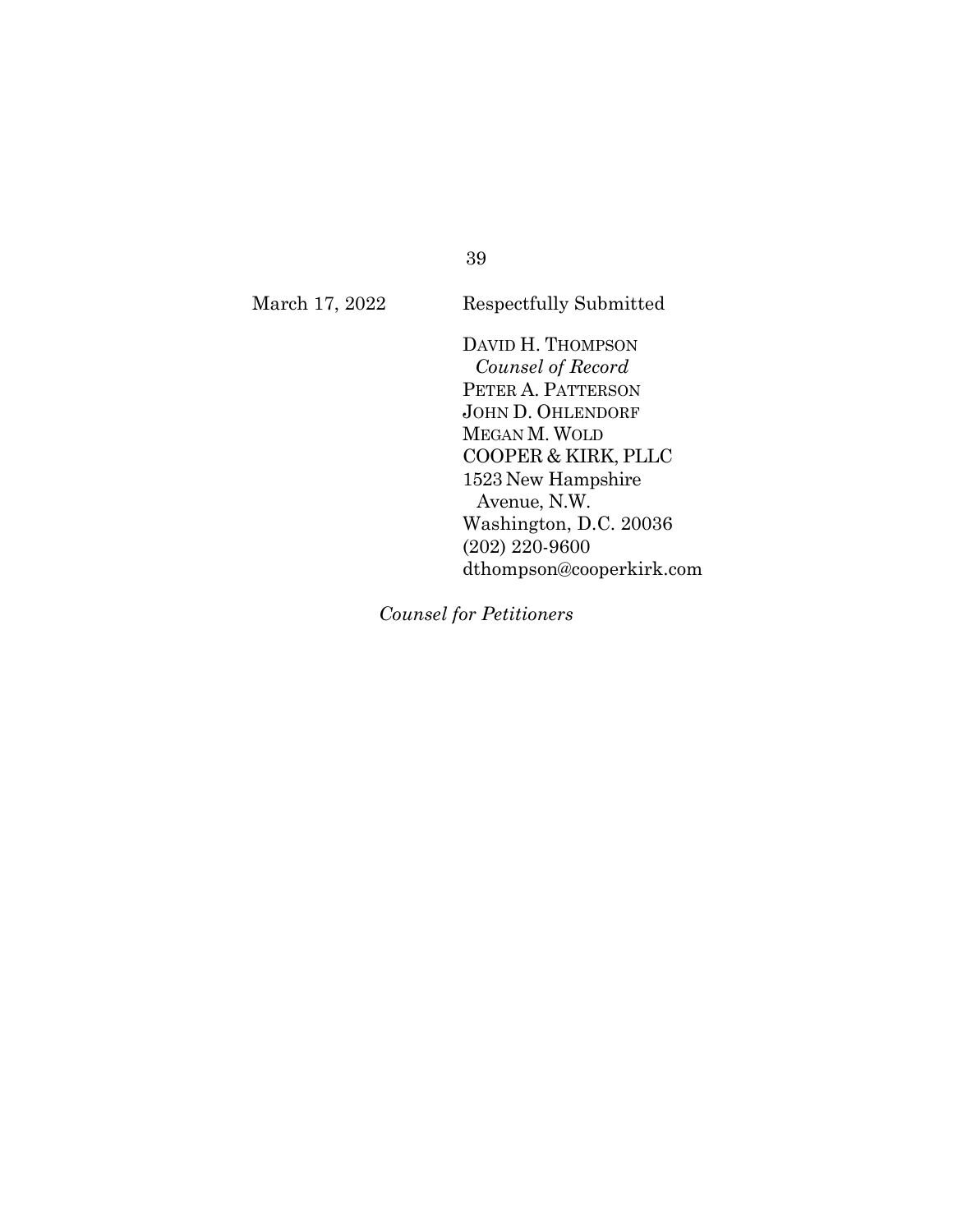March 17, 2022

Respectfully Submitted

DAVID H. THOMPSON
*Counsel of Record*
PETER A. PATTERSON
JOHN D. OHLENDORF
MEGAN M. WOLD
COOPER & KIRK, PLLC
1523 New Hampshire
Avenue, N.W.
Washington, D.C. 20036
(202) 220-9600
dthompson@cooperkirk.com

*Counsel for Petitioners*